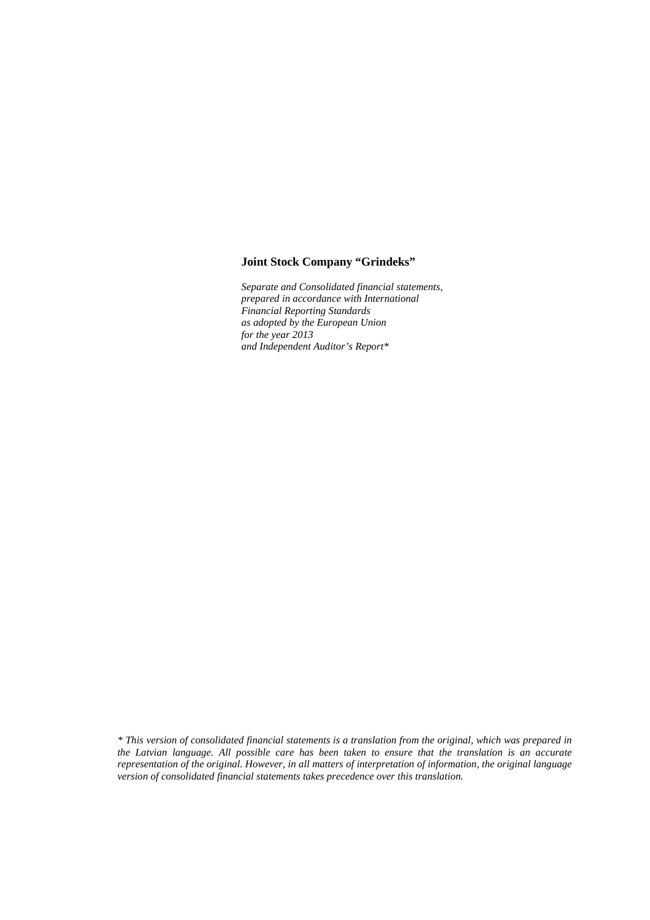# Joint Stock Company "Grindeks"

*Separate and Consolidated financial statements,*
*prepared in accordance with International*
*Financial Reporting Standards*
*as adopted by the European Union*
*for the year 2013*
*and Independent Auditor's Report**

*\* This version of consolidated financial statements is a translation from the original, which was prepared in the Latvian language. All possible care has been taken to ensure that the translation is an accurate representation of the original. However, in all matters of interpretation of information, the original language version of consolidated financial statements takes precedence over this translation.*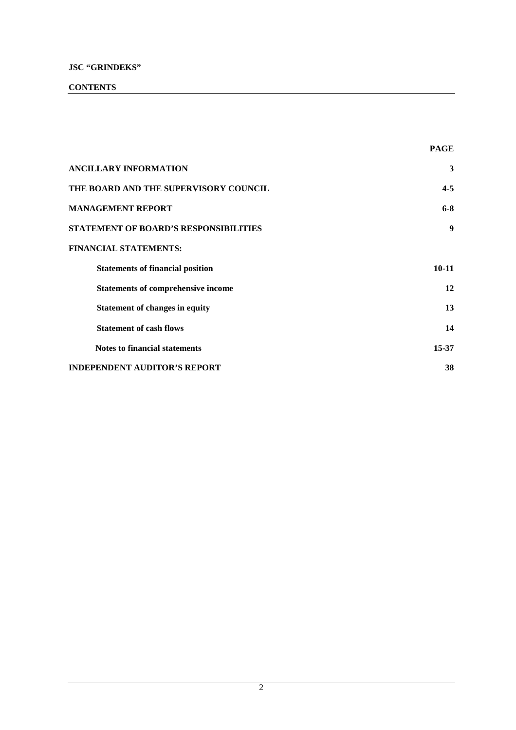**JSC "GRINDEKS"**

**CONTENTS**

| | **PAGE** |
|---|---|
| **ANCILLARY INFORMATION** | **3** |
| **THE BOARD AND THE SUPERVISORY COUNCIL** | **4-5** |
| **MANAGEMENT REPORT** | **6-8** |
| **STATEMENT OF BOARD'S RESPONSIBILITIES** | **9** |
| **FINANCIAL STATEMENTS:** | |
| **Statements of financial position** | **10-11** |
| **Statements of comprehensive income** | **12** |
| **Statement of changes in equity** | **13** |
| **Statement of cash flows** | **14** |
| **Notes to financial statements** | **15-37** |
| **INDEPENDENT AUDITOR'S REPORT** | **38** |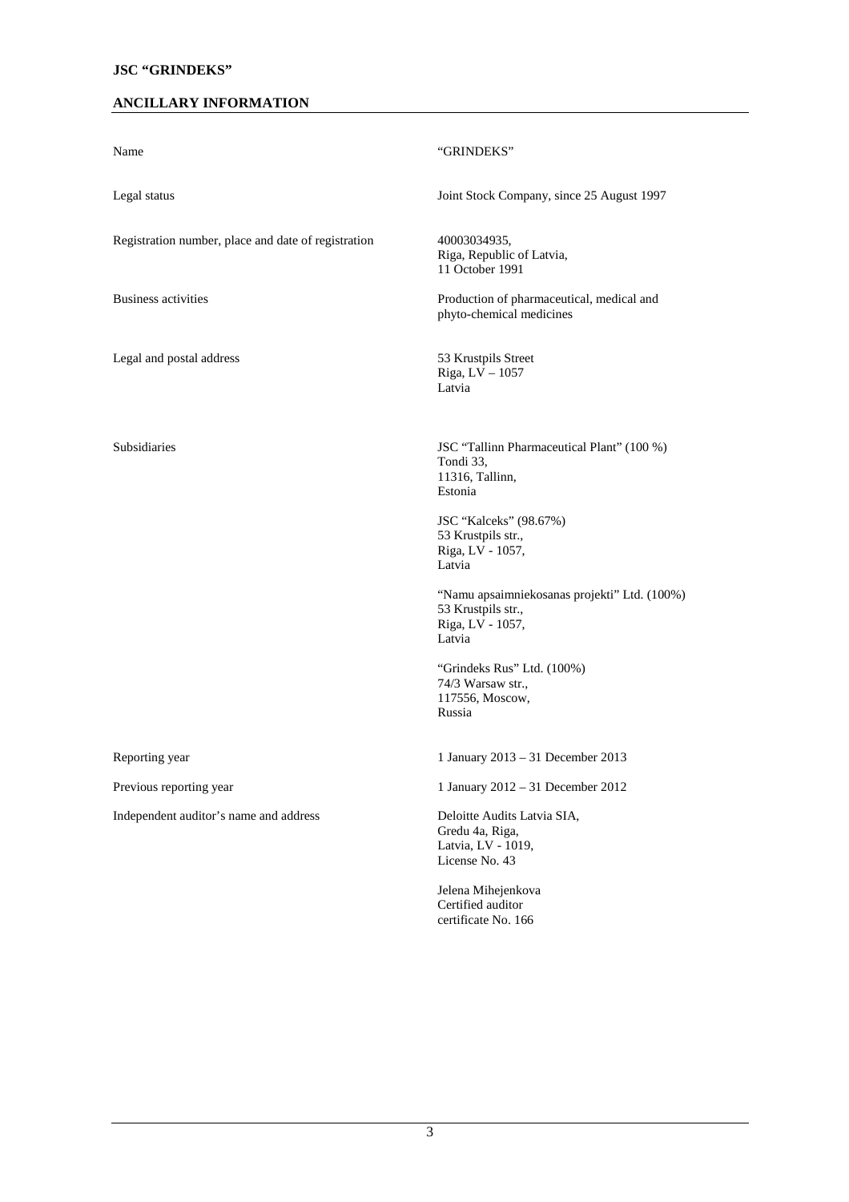## ANCILLARY INFORMATION

| | |
|---|---|
| Name | "GRINDEKS" |
| Legal status | Joint Stock Company, since 25 August 1997 |
| Registration number, place and date of registration | 40003034935,<br>Riga, Republic of Latvia,<br>11 October 1991 |
| Business activities | Production of pharmaceutical, medical and phyto-chemical medicines |
| Legal and postal address | 53 Krustpils Street<br>Riga, LV – 1057<br>Latvia |
| Subsidiaries | JSC "Tallinn Pharmaceutical Plant" (100 %)<br>Tondi 33,<br>11316, Tallinn,<br>Estonia<br><br>JSC "Kalceks" (98.67%)<br>53 Krustpils str.,<br>Riga, LV - 1057,<br>Latvia<br><br>"Namu apsaimniekosanas projekti" Ltd. (100%)<br>53 Krustpils str.,<br>Riga, LV - 1057,<br>Latvia<br><br>"Grindeks Rus" Ltd. (100%)<br>74/3 Warsaw str.,<br>117556, Moscow,<br>Russia |
| Reporting year | 1 January 2013 – 31 December 2013 |
| Previous reporting year | 1 January 2012 – 31 December 2012 |
| Independent auditor's name and address | Deloitte Audits Latvia SIA,<br>Gredu 4a, Riga,<br>Latvia, LV - 1019,<br>License No. 43<br><br>Jelena Mihejenkova<br>Certified auditor<br>certificate No. 166 |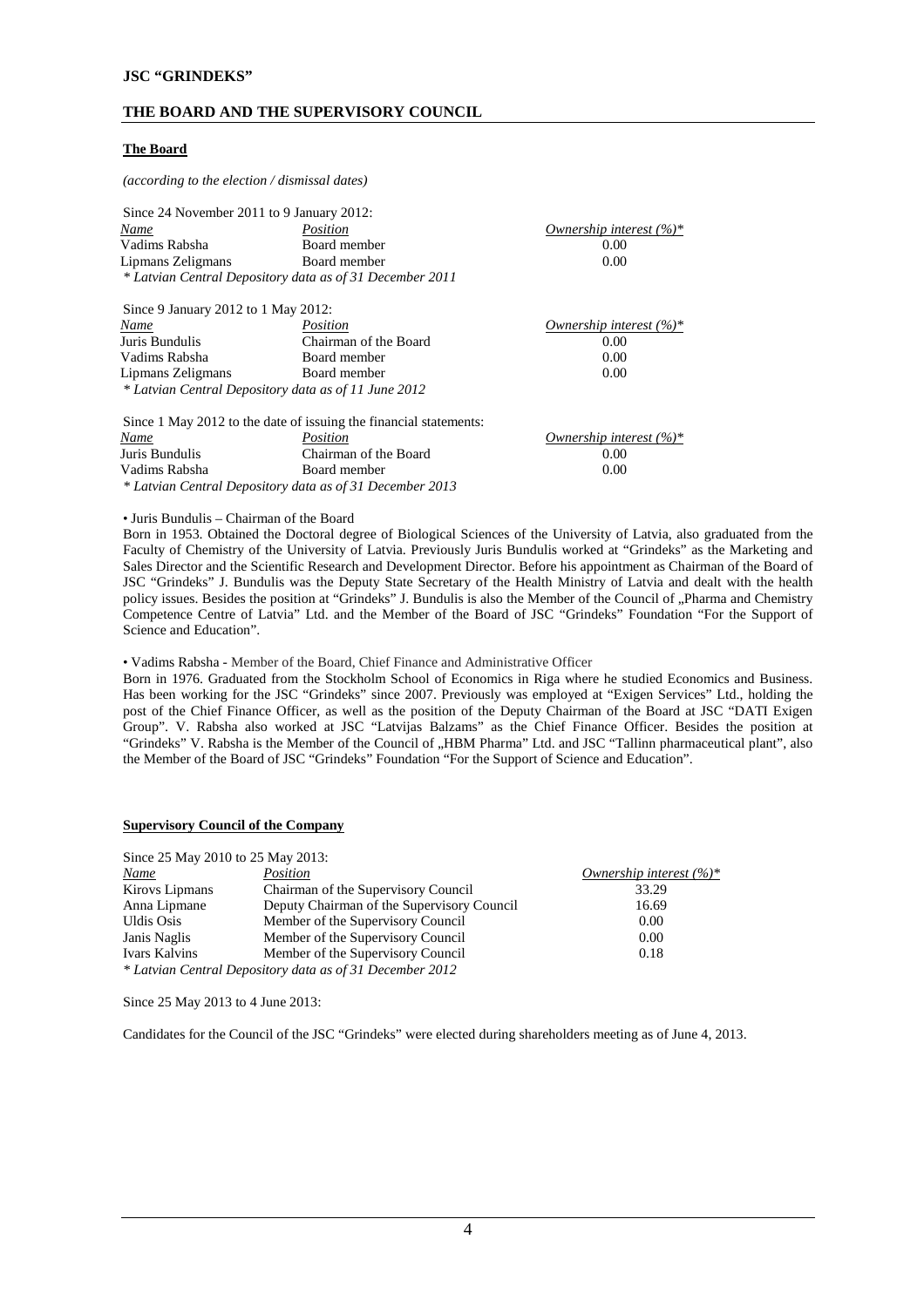## THE BOARD AND THE SUPERVISORY COUNCIL

### The Board

*(according to the election / dismissal dates)*

Since 24 November 2011 to 9 January 2012:

| *Name* | *Position* | *Ownership interest (%)** |
|---|---|---|
| Vadims Rabsha | Board member | 0.00 |
| Lipmans Zeligmans | Board member | 0.00 |

*\* Latvian Central Depository data as of 31 December 2011*

Since 9 January 2012 to 1 May 2012:

| *Name* | *Position* | *Ownership interest (%)** |
|---|---|---|
| Juris Bundulis | Chairman of the Board | 0.00 |
| Vadims Rabsha | Board member | 0.00 |
| Lipmans Zeligmans | Board member | 0.00 |

*\* Latvian Central Depository data as of 11 June 2012*

Since 1 May 2012 to the date of issuing the financial statements:

| *Name* | *Position* | *Ownership interest (%)** |
|---|---|---|
| Juris Bundulis | Chairman of the Board | 0.00 |
| Vadims Rabsha | Board member | 0.00 |

*\* Latvian Central Depository data as of 31 December 2013*

• Juris Bundulis – Chairman of the Board

Born in 1953. Obtained the Doctoral degree of Biological Sciences of the University of Latvia, also graduated from the Faculty of Chemistry of the University of Latvia. Previously Juris Bundulis worked at "Grindeks" as the Marketing and Sales Director and the Scientific Research and Development Director. Before his appointment as Chairman of the Board of JSC "Grindeks" J. Bundulis was the Deputy State Secretary of the Health Ministry of Latvia and dealt with the health policy issues. Besides the position at "Grindeks" J. Bundulis is also the Member of the Council of „Pharma and Chemistry Competence Centre of Latvia" Ltd. and the Member of the Board of JSC "Grindeks" Foundation "For the Support of Science and Education".

• Vadims Rabsha - Member of the Board, Chief Finance and Administrative Officer

Born in 1976. Graduated from the Stockholm School of Economics in Riga where he studied Economics and Business. Has been working for the JSC "Grindeks" since 2007. Previously was employed at "Exigen Services" Ltd., holding the post of the Chief Finance Officer, as well as the position of the Deputy Chairman of the Board at JSC "DATI Exigen Group". V. Rabsha also worked at JSC "Latvijas Balzams" as the Chief Finance Officer. Besides the position at "Grindeks" V. Rabsha is the Member of the Council of „HBM Pharma" Ltd. and JSC "Tallinn pharmaceutical plant", also the Member of the Board of JSC "Grindeks" Foundation "For the Support of Science and Education".

### Supervisory Council of the Company

Since 25 May 2010 to 25 May 2013:

| *Name* | *Position* | *Ownership interest (%)** |
|---|---|---|
| Kirovs Lipmans | Chairman of the Supervisory Council | 33.29 |
| Anna Lipmane | Deputy Chairman of the Supervisory Council | 16.69 |
| Uldis Osis | Member of the Supervisory Council | 0.00 |
| Janis Naglis | Member of the Supervisory Council | 0.00 |
| Ivars Kalvins | Member of the Supervisory Council | 0.18 |

*\* Latvian Central Depository data as of 31 December 2012*

Since 25 May 2013 to 4 June 2013:

Candidates for the Council of the JSC "Grindeks" were elected during shareholders meeting as of June 4, 2013.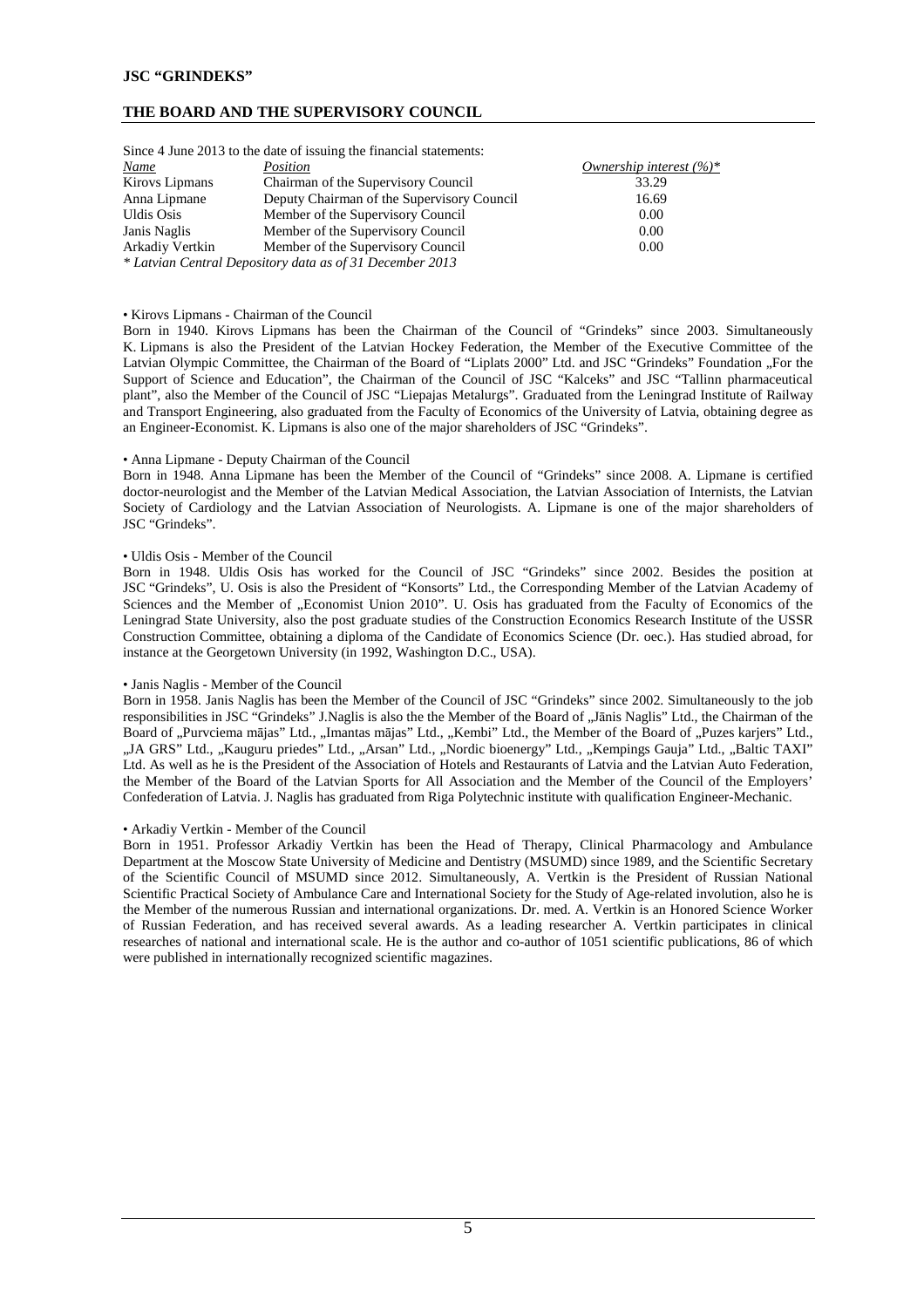## THE BOARD AND THE SUPERVISORY COUNCIL

Since 4 June 2013 to the date of issuing the financial statements:

| *Name* | *Position* | *Ownership interest (%)\** |
|---|---|---|
| Kirovs Lipmans | Chairman of the Supervisory Council | 33.29 |
| Anna Lipmane | Deputy Chairman of the Supervisory Council | 16.69 |
| Uldis Osis | Member of the Supervisory Council | 0.00 |
| Janis Naglis | Member of the Supervisory Council | 0.00 |
| Arkadiy Vertkin | Member of the Supervisory Council | 0.00 |

*\* Latvian Central Depository data as of 31 December 2013*

• Kirovs Lipmans - Chairman of the Council

Born in 1940. Kirovs Lipmans has been the Chairman of the Council of "Grindeks" since 2003. Simultaneously K. Lipmans is also the President of the Latvian Hockey Federation, the Member of the Executive Committee of the Latvian Olympic Committee, the Chairman of the Board of "Liplats 2000" Ltd. and JSC "Grindeks" Foundation „For the Support of Science and Education", the Chairman of the Council of JSC "Kalceks" and JSC "Tallinn pharmaceutical plant", also the Member of the Council of JSC "Liepajas Metalurgs". Graduated from the Leningrad Institute of Railway and Transport Engineering, also graduated from the Faculty of Economics of the University of Latvia, obtaining degree as an Engineer-Economist. K. Lipmans is also one of the major shareholders of JSC "Grindeks".

• Anna Lipmane - Deputy Chairman of the Council

Born in 1948. Anna Lipmane has been the Member of the Council of "Grindeks" since 2008. A. Lipmane is certified doctor-neurologist and the Member of the Latvian Medical Association, the Latvian Association of Internists, the Latvian Society of Cardiology and the Latvian Association of Neurologists. A. Lipmane is one of the major shareholders of JSC "Grindeks".

• Uldis Osis - Member of the Council

Born in 1948. Uldis Osis has worked for the Council of JSC "Grindeks" since 2002. Besides the position at JSC "Grindeks", U. Osis is also the President of "Konsorts" Ltd., the Corresponding Member of the Latvian Academy of Sciences and the Member of „Economist Union 2010". U. Osis has graduated from the Faculty of Economics of the Leningrad State University, also the post graduate studies of the Construction Economics Research Institute of the USSR Construction Committee, obtaining a diploma of the Candidate of Economics Science (Dr. oec.). Has studied abroad, for instance at the Georgetown University (in 1992, Washington D.C., USA).

• Janis Naglis - Member of the Council

Born in 1958. Janis Naglis has been the Member of the Council of JSC "Grindeks" since 2002. Simultaneously to the job responsibilities in JSC "Grindeks" J.Naglis is also the the Member of the Board of „Jānis Naglis" Ltd., the Chairman of the Board of „Purvciema mājas" Ltd., „Imantas mājas" Ltd., „Kembi" Ltd., the Member of the Board of „Puzes karjers" Ltd., „JA GRS" Ltd., „Kauguru priedes" Ltd., „Arsan" Ltd., „Nordic bioenergy" Ltd., „Kempings Gauja" Ltd., „Baltic TAXI" Ltd. As well as he is the President of the Association of Hotels and Restaurants of Latvia and the Latvian Auto Federation, the Member of the Board of the Latvian Sports for All Association and the Member of the Council of the Employers' Confederation of Latvia. J. Naglis has graduated from Riga Polytechnic institute with qualification Engineer-Mechanic.

• Arkadiy Vertkin - Member of the Council

Born in 1951. Professor Arkadiy Vertkin has been the Head of Therapy, Clinical Pharmacology and Ambulance Department at the Moscow State University of Medicine and Dentistry (MSUMD) since 1989, and the Scientific Secretary of the Scientific Council of MSUMD since 2012. Simultaneously, A. Vertkin is the President of Russian National Scientific Practical Society of Ambulance Care and International Society for the Study of Age-related involution, also he is the Member of the numerous Russian and international organizations. Dr. med. A. Vertkin is an Honored Science Worker of Russian Federation, and has received several awards. As a leading researcher A. Vertkin participates in clinical researches of national and international scale. He is the author and co-author of 1051 scientific publications, 86 of which were published in internationally recognized scientific magazines.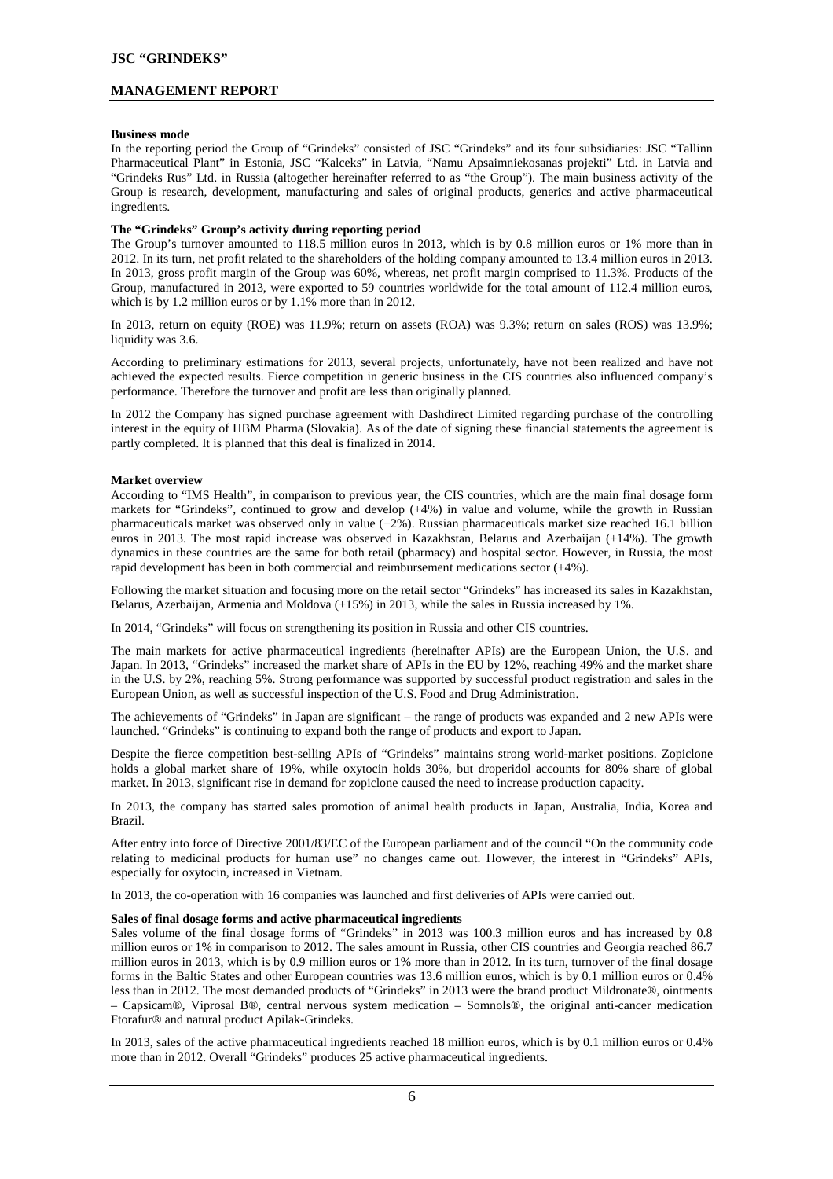# MANAGEMENT REPORT

**Business mode**

In the reporting period the Group of "Grindeks" consisted of JSC "Grindeks" and its four subsidiaries: JSC "Tallinn Pharmaceutical Plant" in Estonia, JSC "Kalceks" in Latvia, "Namu Apsaimniekosanas projekti" Ltd. in Latvia and "Grindeks Rus" Ltd. in Russia (altogether hereinafter referred to as "the Group"). The main business activity of the Group is research, development, manufacturing and sales of original products, generics and active pharmaceutical ingredients.

**The "Grindeks" Group's activity during reporting period**

The Group's turnover amounted to 118.5 million euros in 2013, which is by 0.8 million euros or 1% more than in 2012. In its turn, net profit related to the shareholders of the holding company amounted to 13.4 million euros in 2013. In 2013, gross profit margin of the Group was 60%, whereas, net profit margin comprised to 11.3%. Products of the Group, manufactured in 2013, were exported to 59 countries worldwide for the total amount of 112.4 million euros, which is by 1.2 million euros or by 1.1% more than in 2012.

In 2013, return on equity (ROE) was 11.9%; return on assets (ROA) was 9.3%; return on sales (ROS) was 13.9%; liquidity was 3.6.

According to preliminary estimations for 2013, several projects, unfortunately, have not been realized and have not achieved the expected results. Fierce competition in generic business in the CIS countries also influenced company's performance. Therefore the turnover and profit are less than originally planned.

In 2012 the Company has signed purchase agreement with Dashdirect Limited regarding purchase of the controlling interest in the equity of HBM Pharma (Slovakia). As of the date of signing these financial statements the agreement is partly completed. It is planned that this deal is finalized in 2014.

**Market overview**

According to "IMS Health", in comparison to previous year, the CIS countries, which are the main final dosage form markets for "Grindeks", continued to grow and develop (+4%) in value and volume, while the growth in Russian pharmaceuticals market was observed only in value (+2%). Russian pharmaceuticals market size reached 16.1 billion euros in 2013. The most rapid increase was observed in Kazakhstan, Belarus and Azerbaijan (+14%). The growth dynamics in these countries are the same for both retail (pharmacy) and hospital sector. However, in Russia, the most rapid development has been in both commercial and reimbursement medications sector (+4%).

Following the market situation and focusing more on the retail sector "Grindeks" has increased its sales in Kazakhstan, Belarus, Azerbaijan, Armenia and Moldova (+15%) in 2013, while the sales in Russia increased by 1%.

In 2014, "Grindeks" will focus on strengthening its position in Russia and other CIS countries.

The main markets for active pharmaceutical ingredients (hereinafter APIs) are the European Union, the U.S. and Japan. In 2013, "Grindeks" increased the market share of APIs in the EU by 12%, reaching 49% and the market share in the U.S. by 2%, reaching 5%. Strong performance was supported by successful product registration and sales in the European Union, as well as successful inspection of the U.S. Food and Drug Administration.

The achievements of "Grindeks" in Japan are significant – the range of products was expanded and 2 new APIs were launched. "Grindeks" is continuing to expand both the range of products and export to Japan.

Despite the fierce competition best-selling APIs of "Grindeks" maintains strong world-market positions. Zopiclone holds a global market share of 19%, while oxytocin holds 30%, but droperidol accounts for 80% share of global market. In 2013, significant rise in demand for zopiclone caused the need to increase production capacity.

In 2013, the company has started sales promotion of animal health products in Japan, Australia, India, Korea and Brazil.

After entry into force of Directive 2001/83/EC of the European parliament and of the council "On the community code relating to medicinal products for human use" no changes came out. However, the interest in "Grindeks" APIs, especially for oxytocin, increased in Vietnam.

In 2013, the co-operation with 16 companies was launched and first deliveries of APIs were carried out.

**Sales of final dosage forms and active pharmaceutical ingredients**

Sales volume of the final dosage forms of "Grindeks" in 2013 was 100.3 million euros and has increased by 0.8 million euros or 1% in comparison to 2012. The sales amount in Russia, other CIS countries and Georgia reached 86.7 million euros in 2013, which is by 0.9 million euros or 1% more than in 2012. In its turn, turnover of the final dosage forms in the Baltic States and other European countries was 13.6 million euros, which is by 0.1 million euros or 0.4% less than in 2012. The most demanded products of "Grindeks" in 2013 were the brand product Mildronate®, ointments – Capsicam®, Viprosal B®, central nervous system medication – Somnols®, the original anti-cancer medication Ftorafur® and natural product Apilak-Grindeks.

In 2013, sales of the active pharmaceutical ingredients reached 18 million euros, which is by 0.1 million euros or 0.4% more than in 2012. Overall "Grindeks" produces 25 active pharmaceutical ingredients.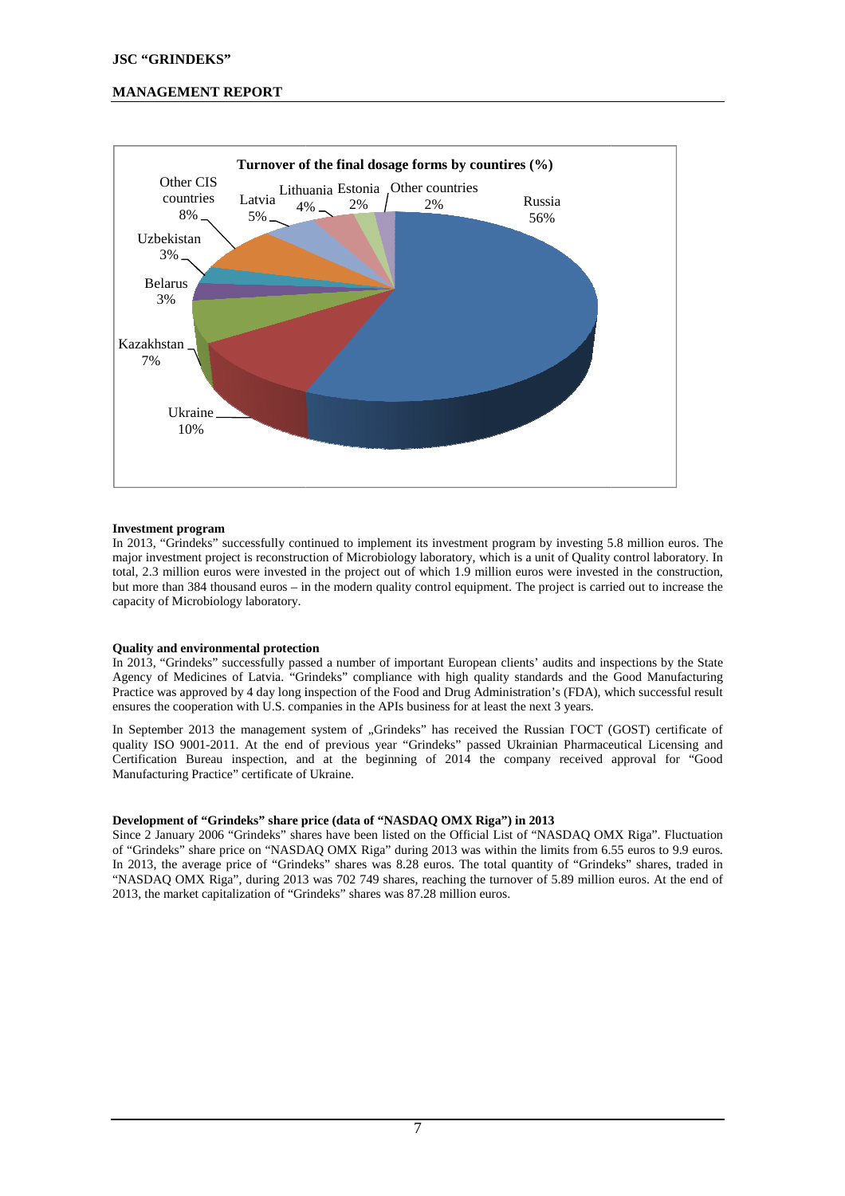**Turnover of the final dosage forms by countries (%)**

| Country | % |
|---|---|
| Russia | 56% |
| Ukraine | 10% |
| Kazakhstan | 7% |
| Belarus | 3% |
| Uzbekistan | 3% |
| Other CIS countries | 8% |
| Latvia | 5% |
| Lithuania | 4% |
| Estonia | 2% |
| Other countries | 2% |

**Investment program**

In 2013, "Grindeks" successfully continued to implement its investment program by investing 5.8 million euros. The major investment project is reconstruction of Microbiology laboratory, which is a unit of Quality control laboratory. In total, 2.3 million euros were invested in the project out of which 1.9 million euros were invested in the construction, but more than 384 thousand euros – in the modern quality control equipment. The project is carried out to increase the capacity of Microbiology laboratory.

**Quality and environmental protection**

In 2013, "Grindeks" successfully passed a number of important European clients' audits and inspections by the State Agency of Medicines of Latvia. "Grindeks" compliance with high quality standards and the Good Manufacturing Practice was approved by 4 day long inspection of the Food and Drug Administration's (FDA), which successful result ensures the cooperation with U.S. companies in the APIs business for at least the next 3 years.

In September 2013 the management system of „Grindeks" has received the Russian ГОСТ (GOST) certificate of quality ISO 9001-2011. At the end of previous year "Grindeks" passed Ukrainian Pharmaceutical Licensing and Certification Bureau inspection, and at the beginning of 2014 the company received approval for "Good Manufacturing Practice" certificate of Ukraine.

**Development of "Grindeks" share price (data of "NASDAQ OMX Riga") in 2013**

Since 2 January 2006 "Grindeks" shares have been listed on the Official List of "NASDAQ OMX Riga". Fluctuation of "Grindeks" share price on "NASDAQ OMX Riga" during 2013 was within the limits from 6.55 euros to 9.9 euros. In 2013, the average price of "Grindeks" shares was 8.28 euros. The total quantity of "Grindeks" shares, traded in "NASDAQ OMX Riga", during 2013 was 702 749 shares, reaching the turnover of 5.89 million euros. At the end of 2013, the market capitalization of "Grindeks" shares was 87.28 million euros.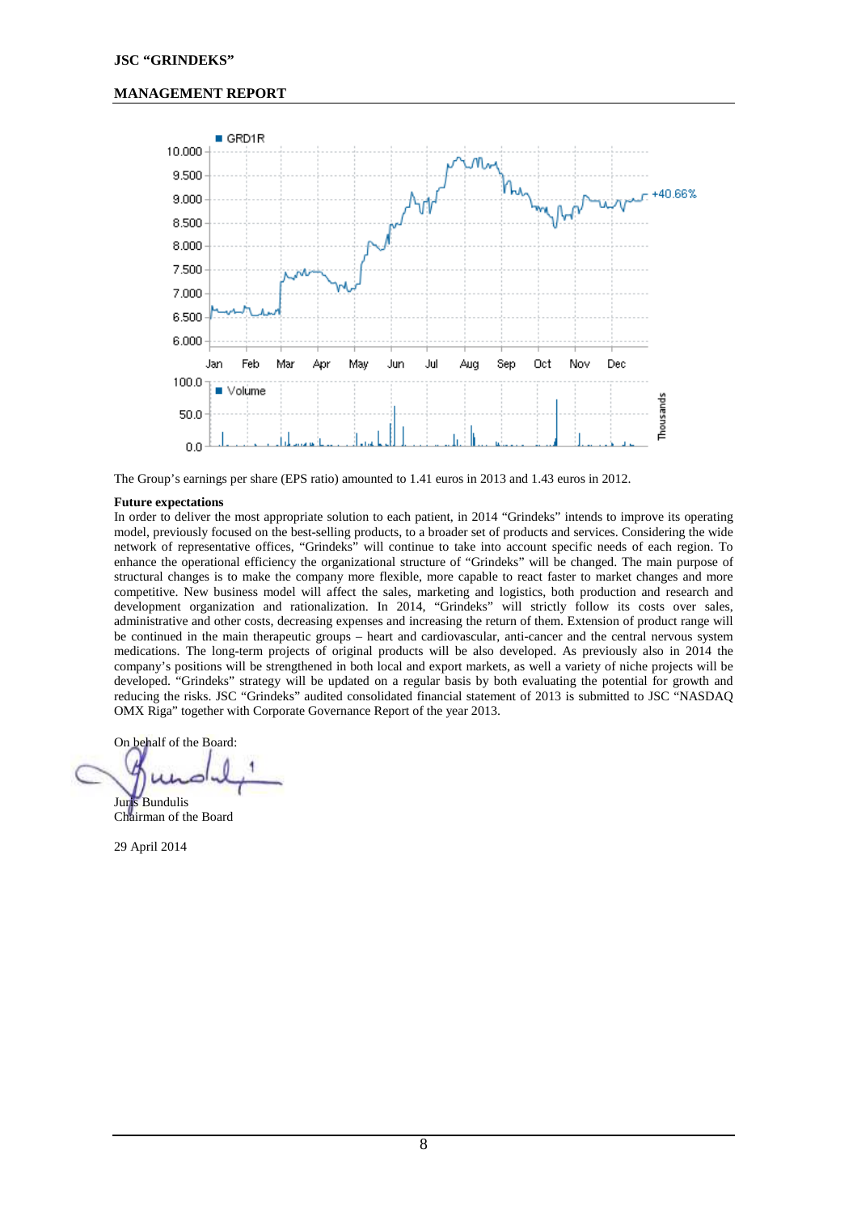The Group's earnings per share (EPS ratio) amounted to 1.41 euros in 2013 and 1.43 euros in 2012.

**Future expectations**

In order to deliver the most appropriate solution to each patient, in 2014 "Grindeks" intends to improve its operating model, previously focused on the best-selling products, to a broader set of products and services. Considering the wide network of representative offices, "Grindeks" will continue to take into account specific needs of each region. To enhance the operational efficiency the organizational structure of "Grindeks" will be changed. The main purpose of structural changes is to make the company more flexible, more capable to react faster to market changes and more competitive. New business model will affect the sales, marketing and logistics, both production and research and development organization and rationalization. In 2014, "Grindeks" will strictly follow its costs over sales, administrative and other costs, decreasing expenses and increasing the return of them. Extension of product range will be continued in the main therapeutic groups – heart and cardiovascular, anti-cancer and the central nervous system medications. The long-term projects of original products will be also developed. As previously also in 2014 the company's positions will be strengthened in both local and export markets, as well a variety of niche projects will be developed. "Grindeks" strategy will be updated on a regular basis by both evaluating the potential for growth and reducing the risks. JSC "Grindeks" audited consolidated financial statement of 2013 is submitted to JSC "NASDAQ OMX Riga" together with Corporate Governance Report of the year 2013.

On behalf of the Board:

Juris Bundulis
Chairman of the Board

29 April 2014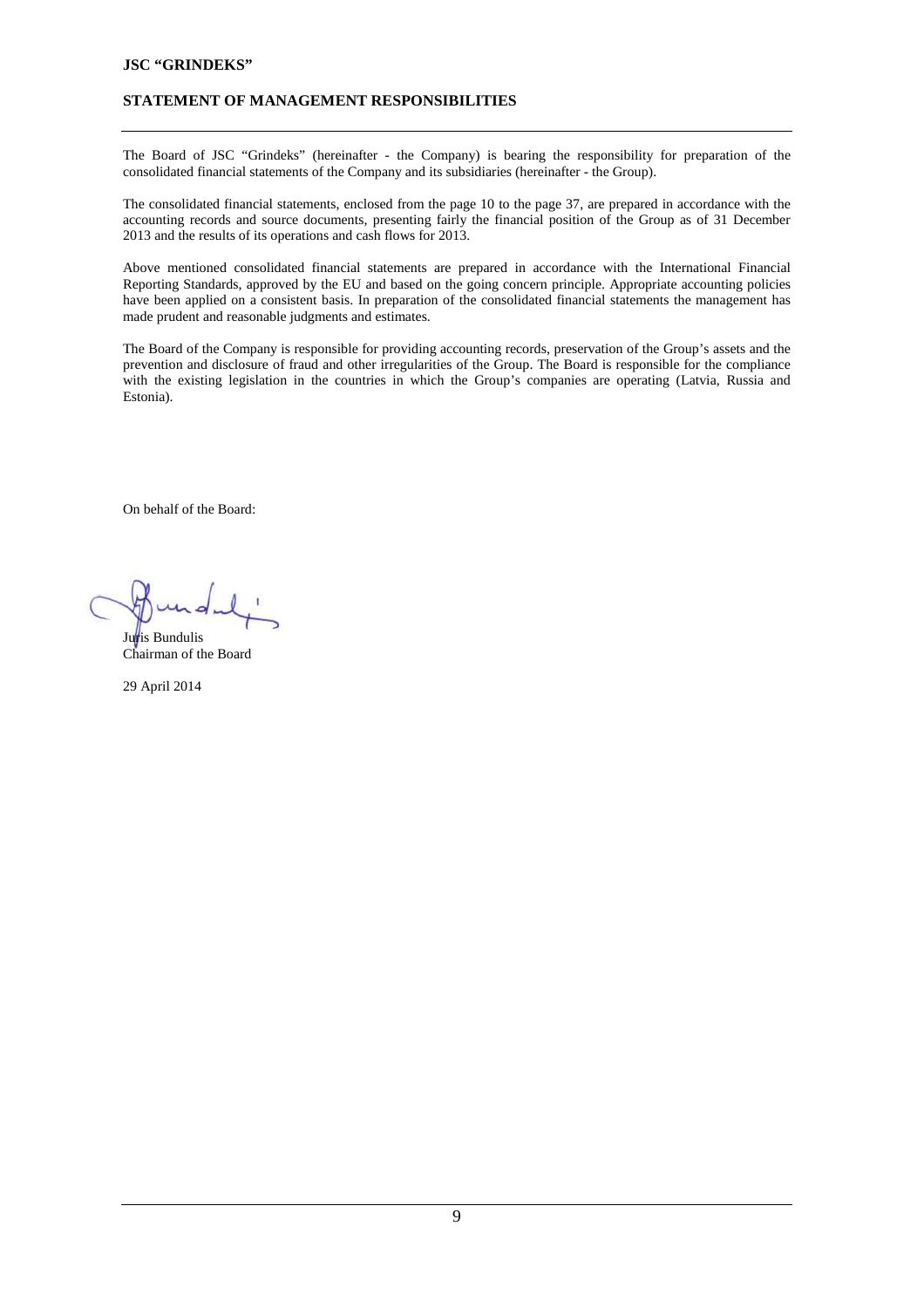**JSC "GRINDEKS"**

## STATEMENT OF MANAGEMENT RESPONSIBILITIES

The Board of JSC "Grindeks" (hereinafter - the Company) is bearing the responsibility for preparation of the consolidated financial statements of the Company and its subsidiaries (hereinafter - the Group).

The consolidated financial statements, enclosed from the page 10 to the page 37, are prepared in accordance with the accounting records and source documents, presenting fairly the financial position of the Group as of 31 December 2013 and the results of its operations and cash flows for 2013.

Above mentioned consolidated financial statements are prepared in accordance with the International Financial Reporting Standards, approved by the EU and based on the going concern principle. Appropriate accounting policies have been applied on a consistent basis. In preparation of the consolidated financial statements the management has made prudent and reasonable judgments and estimates.

The Board of the Company is responsible for providing accounting records, preservation of the Group's assets and the prevention and disclosure of fraud and other irregularities of the Group. The Board is responsible for the compliance with the existing legislation in the countries in which the Group's companies are operating (Latvia, Russia and Estonia).

On behalf of the Board:

Juris Bundulis
Chairman of the Board

29 April 2014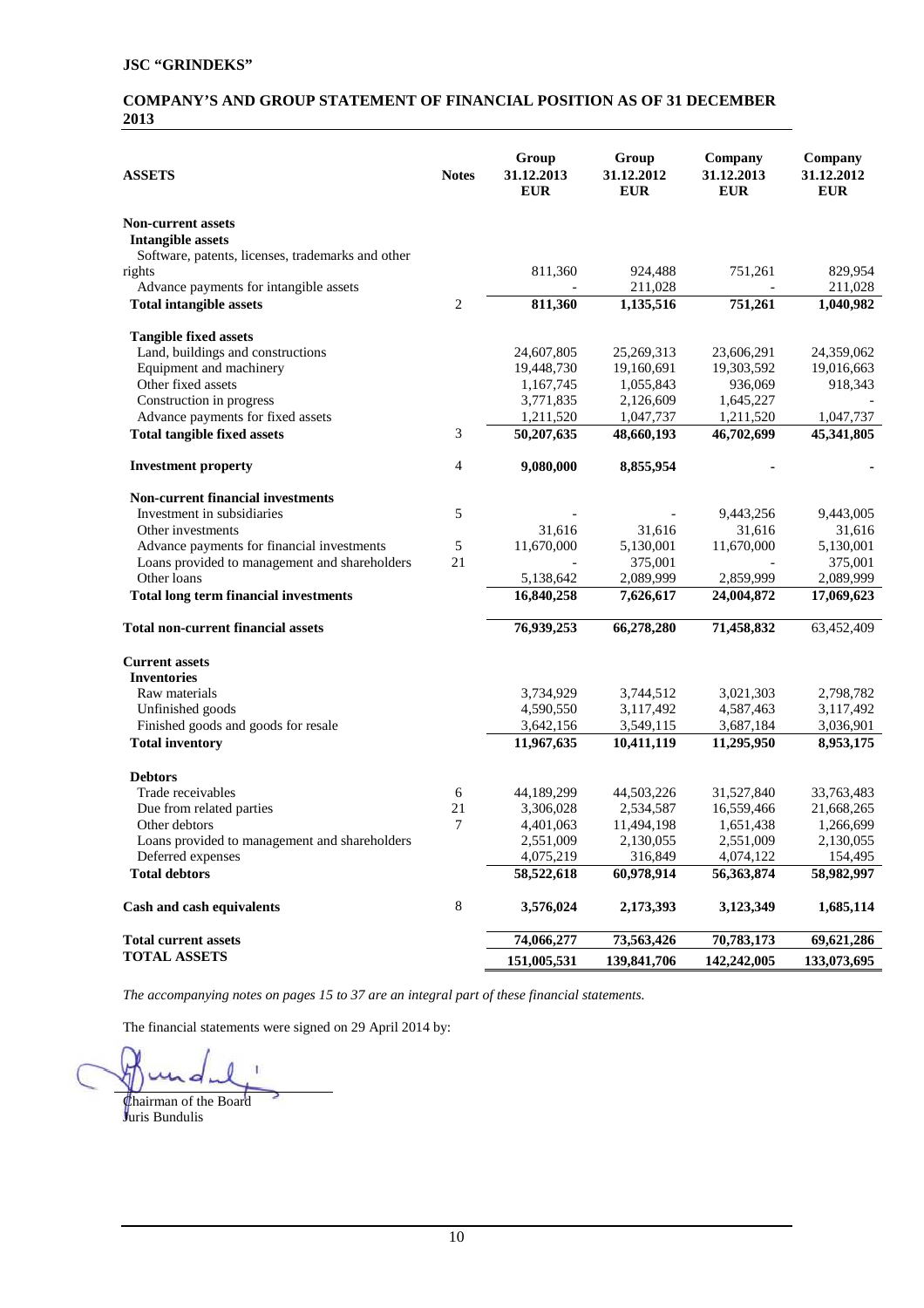**JSC "GRINDEKS"**

## COMPANY'S AND GROUP STATEMENT OF FINANCIAL POSITION AS OF 31 DECEMBER 2013

| ASSETS | Notes | Group 31.12.2013 EUR | Group 31.12.2012 EUR | Company 31.12.2013 EUR | Company 31.12.2012 EUR |
|---|---|---|---|---|---|
| **Non-current assets** | | | | | |
| **Intangible assets** | | | | | |
| Software, patents, licenses, trademarks and other rights | | 811,360 | 924,488 | 751,261 | 829,954 |
| Advance payments for intangible assets | | - | 211,028 | - | 211,028 |
| **Total intangible assets** | 2 | **811,360** | **1,135,516** | **751,261** | **1,040,982** |
| **Tangible fixed assets** | | | | | |
| Land, buildings and constructions | | 24,607,805 | 25,269,313 | 23,606,291 | 24,359,062 |
| Equipment and machinery | | 19,448,730 | 19,160,691 | 19,303,592 | 19,016,663 |
| Other fixed assets | | 1,167,745 | 1,055,843 | 936,069 | 918,343 |
| Construction in progress | | 3,771,835 | 2,126,609 | 1,645,227 | - |
| Advance payments for fixed assets | | 1,211,520 | 1,047,737 | 1,211,520 | 1,047,737 |
| **Total tangible fixed assets** | 3 | **50,207,635** | **48,660,193** | **46,702,699** | **45,341,805** |
| **Investment property** | 4 | **9,080,000** | **8,855,954** | **-** | **-** |
| **Non-current financial investments** | | | | | |
| Investment in subsidiaries | 5 | - | - | 9,443,256 | 9,443,005 |
| Other investments | | 31,616 | 31,616 | 31,616 | 31,616 |
| Advance payments for financial investments | 5 | 11,670,000 | 5,130,001 | 11,670,000 | 5,130,001 |
| Loans provided to management and shareholders | 21 | - | 375,001 | - | 375,001 |
| Other loans | | 5,138,642 | 2,089,999 | 2,859,999 | 2,089,999 |
| **Total long term financial investments** | | **16,840,258** | **7,626,617** | **24,004,872** | **17,069,623** |
| **Total non-current financial assets** | | **76,939,253** | **66,278,280** | **71,458,832** | 63,452,409 |
| **Current assets** | | | | | |
| **Inventories** | | | | | |
| Raw materials | | 3,734,929 | 3,744,512 | 3,021,303 | 2,798,782 |
| Unfinished goods | | 4,590,550 | 3,117,492 | 4,587,463 | 3,117,492 |
| Finished goods and goods for resale | | 3,642,156 | 3,549,115 | 3,687,184 | 3,036,901 |
| **Total inventory** | | **11,967,635** | **10,411,119** | **11,295,950** | **8,953,175** |
| **Debtors** | | | | | |
| Trade receivables | 6 | 44,189,299 | 44,503,226 | 31,527,840 | 33,763,483 |
| Due from related parties | 21 | 3,306,028 | 2,534,587 | 16,559,466 | 21,668,265 |
| Other debtors | 7 | 4,401,063 | 11,494,198 | 1,651,438 | 1,266,699 |
| Loans provided to management and shareholders | | 2,551,009 | 2,130,055 | 2,551,009 | 2,130,055 |
| Deferred expenses | | 4,075,219 | 316,849 | 4,074,122 | 154,495 |
| **Total debtors** | | **58,522,618** | **60,978,914** | **56,363,874** | **58,982,997** |
| **Cash and cash equivalents** | 8 | **3,576,024** | **2,173,393** | **3,123,349** | **1,685,114** |
| **Total current assets** | | **74,066,277** | **73,563,426** | **70,783,173** | **69,621,286** |
| **TOTAL ASSETS** | | **151,005,531** | **139,841,706** | **142,242,005** | **133,073,695** |

*The accompanying notes on pages 15 to 37 are an integral part of these financial statements.*

The financial statements were signed on 29 April 2014 by:

Chairman of the Board
Juris Bundulis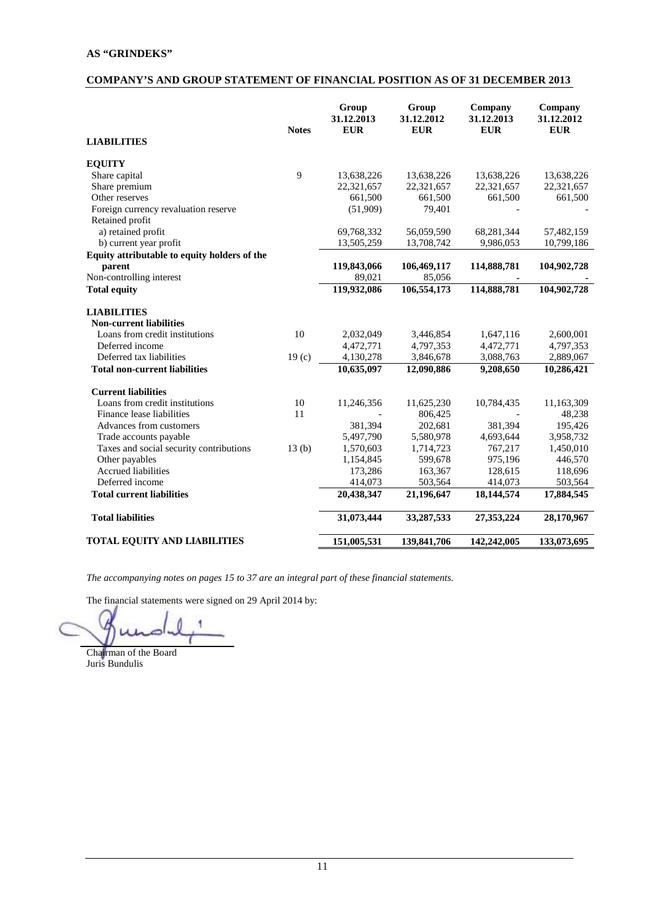**AS "GRINDEKS"**

## COMPANY'S AND GROUP STATEMENT OF FINANCIAL POSITION AS OF 31 DECEMBER 2013

| **LIABILITIES** | **Notes** | **Group 31.12.2013 EUR** | **Group 31.12.2012 EUR** | **Company 31.12.2013 EUR** | **Company 31.12.2012 EUR** |
|---|---|---|---|---|---|
| **EQUITY** | | | | | |
| Share capital | 9 | 13,638,226 | 13,638,226 | 13,638,226 | 13,638,226 |
| Share premium | | 22,321,657 | 22,321,657 | 22,321,657 | 22,321,657 |
| Other reserves | | 661,500 | 661,500 | 661,500 | 661,500 |
| Foreign currency revaluation reserve | | (51,909) | 79,401 | - | - |
| Retained profit | | | | | |
| a) retained profit | | 69,768,332 | 56,059,590 | 68,281,344 | 57,482,159 |
| b) current year profit | | 13,505,259 | 13,708,742 | 9,986,053 | 10,799,186 |
| **Equity attributable to equity holders of the parent** | | **119,843,066** | **106,469,117** | **114,888,781** | **104,902,728** |
| Non-controlling interest | | 89,021 | 85,056 | - | - |
| **Total equity** | | **119,932,086** | **106,554,173** | **114,888,781** | **104,902,728** |
| **LIABILITIES** | | | | | |
| **Non-current liabilities** | | | | | |
| Loans from credit institutions | 10 | 2,032,049 | 3,446,854 | 1,647,116 | 2,600,001 |
| Deferred income | | 4,472,771 | 4,797,353 | 4,472,771 | 4,797,353 |
| Deferred tax liabilities | 19 (c) | 4,130,278 | 3,846,678 | 3,088,763 | 2,889,067 |
| **Total non-current liabilities** | | **10,635,097** | **12,090,886** | **9,208,650** | **10,286,421** |
| **Current liabilities** | | | | | |
| Loans from credit institutions | 10 | 11,246,356 | 11,625,230 | 10,784,435 | 11,163,309 |
| Finance lease liabilities | 11 | - | 806,425 | - | 48,238 |
| Advances from customers | | 381,394 | 202,681 | 381,394 | 195,426 |
| Trade accounts payable | | 5,497,790 | 5,580,978 | 4,693,644 | 3,958,732 |
| Taxes and social security contributions | 13 (b) | 1,570,603 | 1,714,723 | 767,217 | 1,450,010 |
| Other payables | | 1,154,845 | 599,678 | 975,196 | 446,570 |
| Accrued liabilities | | 173,286 | 163,367 | 128,615 | 118,696 |
| Deferred income | | 414,073 | 503,564 | 414,073 | 503,564 |
| **Total current liabilities** | | **20,438,347** | **21,196,647** | **18,144,574** | **17,884,545** |
| **Total liabilities** | | **31,073,444** | **33,287,533** | **27,353,224** | **28,170,967** |
| **TOTAL EQUITY AND LIABILITIES** | | **151,005,531** | **139,841,706** | **142,242,005** | **133,073,695** |

*The accompanying notes on pages 15 to 37 are an integral part of these financial statements.*

The financial statements were signed on 29 April 2014 by:

Chairman of the Board
Juris Bundulis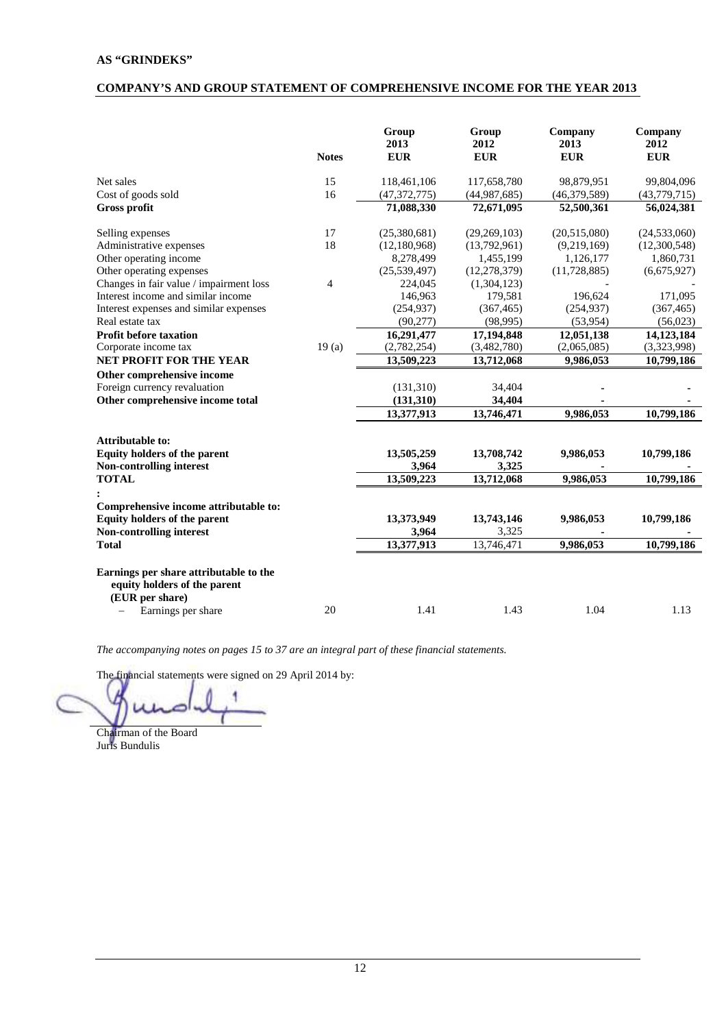**AS "GRINDEKS"**

## COMPANY'S AND GROUP STATEMENT OF COMPREHENSIVE INCOME FOR THE YEAR 2013

| | Notes | Group 2013 EUR | Group 2012 EUR | Company 2013 EUR | Company 2012 EUR |
|---|---|---|---|---|---|
| Net sales | 15 | 118,461,106 | 117,658,780 | 98,879,951 | 99,804,096 |
| Cost of goods sold | 16 | (47,372,775) | (44,987,685) | (46,379,589) | (43,779,715) |
| **Gross profit** | | **71,088,330** | **72,671,095** | **52,500,361** | **56,024,381** |
| Selling expenses | 17 | (25,380,681) | (29,269,103) | (20,515,080) | (24,533,060) |
| Administrative expenses | 18 | (12,180,968) | (13,792,961) | (9,219,169) | (12,300,548) |
| Other operating income | | 8,278,499 | 1,455,199 | 1,126,177 | 1,860,731 |
| Other operating expenses | | (25,539,497) | (12,278,379) | (11,728,885) | (6,675,927) |
| Changes in fair value / impairment loss | 4 | 224,045 | (1,304,123) | - | - |
| Interest income and similar income | | 146,963 | 179,581 | 196,624 | 171,095 |
| Interest expenses and similar expenses | | (254,937) | (367,465) | (254,937) | (367,465) |
| Real estate tax | | (90,277) | (98,995) | (53,954) | (56,023) |
| **Profit before taxation** | | **16,291,477** | **17,194,848** | **12,051,138** | **14,123,184** |
| Corporate income tax | 19 (a) | (2,782,254) | (3,482,780) | (2,065,085) | (3,323,998) |
| **NET PROFIT FOR THE YEAR** | | **13,509,223** | **13,712,068** | **9,986,053** | **10,799,186** |
| **Other comprehensive income** | | | | | |
| Foreign currency revaluation | | (131,310) | 34,404 | - | - |
| **Other comprehensive income total** | | **(131,310)** | **34,404** | **-** | **-** |
| | | **13,377,913** | **13,746,471** | **9,986,053** | **10,799,186** |
| **Attributable to:** | | | | | |
| **Equity holders of the parent** | | **13,505,259** | **13,708,742** | **9,986,053** | **10,799,186** |
| **Non-controlling interest** | | **3,964** | **3,325** | **-** | **-** |
| **TOTAL** | | **13,509,223** | **13,712,068** | **9,986,053** | **10,799,186** |
| **:** | | | | | |
| **Comprehensive income attributable to:** | | | | | |
| **Equity holders of the parent** | | **13,373,949** | **13,743,146** | **9,986,053** | **10,799,186** |
| **Non-controlling interest** | | **3,964** | 3,325 | **-** | **-** |
| **Total** | | **13,377,913** | 13,746,471 | **9,986,053** | **10,799,186** |
| **Earnings per share attributable to the equity holders of the parent (EUR per share)** | | | | | |
| – Earnings per share | 20 | 1.41 | 1.43 | 1.04 | 1.13 |

*The accompanying notes on pages 15 to 37 are an integral part of these financial statements.*

The financial statements were signed on 29 April 2014 by:

Chairman of the Board
Juris Bundulis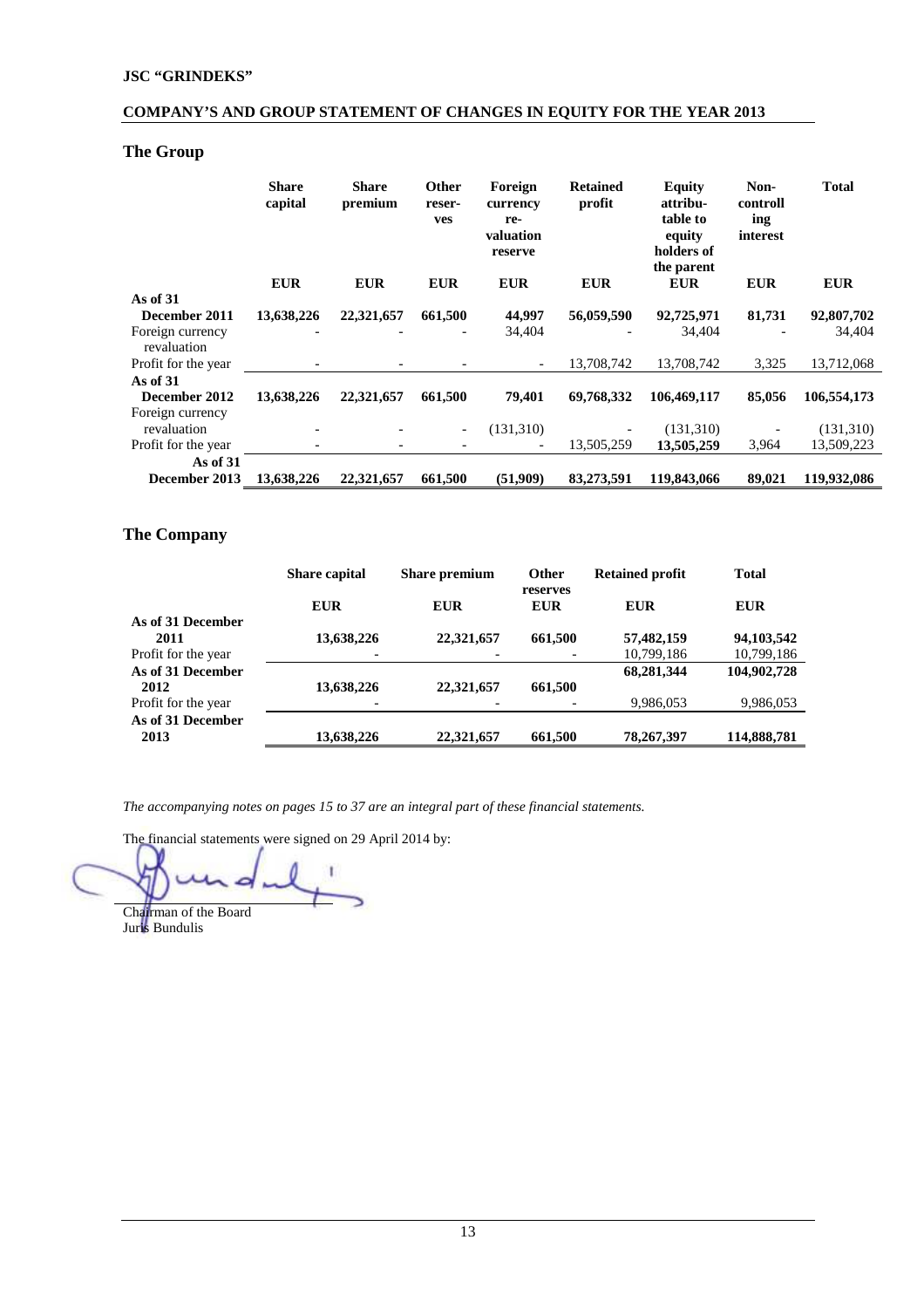**JSC "GRINDEKS"**

## COMPANY'S AND GROUP STATEMENT OF CHANGES IN EQUITY FOR THE YEAR 2013

### The Group

| | Share capital | Share premium | Other reserves | Foreign currency re-valuation reserve | Retained profit | Equity attributable to equity holders of the parent | Non-controlling interest | Total |
|---|---|---|---|---|---|---|---|---|
| | EUR | EUR | EUR | EUR | EUR | EUR | EUR | EUR |
| **As of 31 December 2011** | **13,638,226** | **22,321,657** | **661,500** | **44,997** | **56,059,590** | **92,725,971** | **81,731** | **92,807,702** |
| Foreign currency revaluation | - | - | - | 34,404 | - | 34,404 | - | 34,404 |
| Profit for the year | - | - | - | - | 13,708,742 | 13,708,742 | 3,325 | 13,712,068 |
| **As of 31 December 2012** | **13,638,226** | **22,321,657** | **661,500** | **79,401** | **69,768,332** | **106,469,117** | **85,056** | **106,554,173** |
| Foreign currency revaluation | - | - | - | (131,310) | - | (131,310) | - | (131,310) |
| Profit for the year | - | - | - | - | 13,505,259 | **13,505,259** | 3,964 | 13,509,223 |
| **As of 31 December 2013** | **13,638,226** | **22,321,657** | **661,500** | **(51,909)** | **83,273,591** | **119,843,066** | **89,021** | **119,932,086** |

### The Company

| | Share capital | Share premium | Other reserves | Retained profit | Total |
|---|---|---|---|---|---|
| | EUR | EUR | EUR | EUR | EUR |
| **As of 31 December 2011** | **13,638,226** | **22,321,657** | **661,500** | **57,482,159** | **94,103,542** |
| Profit for the year | - | - | - | 10,799,186 | 10,799,186 |
| **As of 31 December 2012** | **13,638,226** | **22,321,657** | **661,500** | **68,281,344** | **104,902,728** |
| Profit for the year | - | - | - | 9,986,053 | 9,986,053 |
| **As of 31 December 2013** | **13,638,226** | **22,321,657** | **661,500** | **78,267,397** | **114,888,781** |

*The accompanying notes on pages 15 to 37 are an integral part of these financial statements.*

The financial statements were signed on 29 April 2014 by:

Chairman of the Board
Juris Bundulis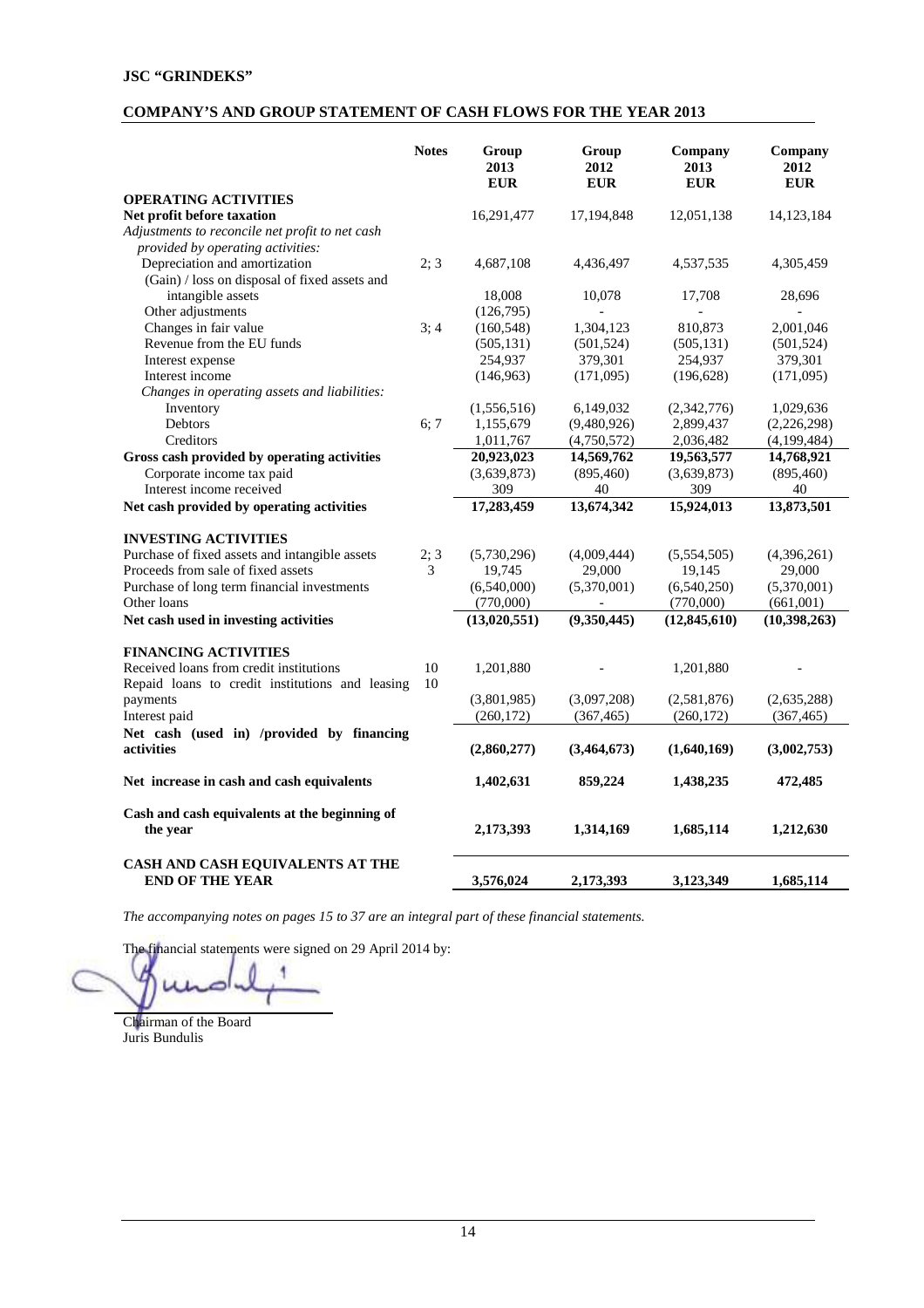**JSC "GRINDEKS"**

## COMPANY'S AND GROUP STATEMENT OF CASH FLOWS FOR THE YEAR 2013

| | Notes | Group 2013 EUR | Group 2012 EUR | Company 2013 EUR | Company 2012 EUR |
|---|---|---|---|---|---|
| **OPERATING ACTIVITIES** | | | | | |
| **Net profit before taxation** | | 16,291,477 | 17,194,848 | 12,051,138 | 14,123,184 |
| *Adjustments to reconcile net profit to net cash provided by operating activities:* | | | | | |
| Depreciation and amortization | 2; 3 | 4,687,108 | 4,436,497 | 4,537,535 | 4,305,459 |
| (Gain) / loss on disposal of fixed assets and intangible assets | | 18,008 | 10,078 | 17,708 | 28,696 |
| Other adjustments | | (126,795) | - | - | - |
| Changes in fair value | 3; 4 | (160,548) | 1,304,123 | 810,873 | 2,001,046 |
| Revenue from the EU funds | | (505,131) | (501,524) | (505,131) | (501,524) |
| Interest expense | | 254,937 | 379,301 | 254,937 | 379,301 |
| Interest income | | (146,963) | (171,095) | (196,628) | (171,095) |
| *Changes in operating assets and liabilities:* | | | | | |
| Inventory | | (1,556,516) | 6,149,032 | (2,342,776) | 1,029,636 |
| Debtors | 6; 7 | 1,155,679 | (9,480,926) | 2,899,437 | (2,226,298) |
| Creditors | | 1,011,767 | (4,750,572) | 2,036,482 | (4,199,484) |
| **Gross cash provided by operating activities** | | **20,923,023** | **14,569,762** | **19,563,577** | **14,768,921** |
| Corporate income tax paid | | (3,639,873) | (895,460) | (3,639,873) | (895,460) |
| Interest income received | | 309 | 40 | 309 | 40 |
| **Net cash provided by operating activities** | | **17,283,459** | **13,674,342** | **15,924,013** | **13,873,501** |
| **INVESTING ACTIVITIES** | | | | | |
| Purchase of fixed assets and intangible assets | 2; 3 | (5,730,296) | (4,009,444) | (5,554,505) | (4,396,261) |
| Proceeds from sale of fixed assets | 3 | 19,745 | 29,000 | 19,145 | 29,000 |
| Purchase of long term financial investments | | (6,540,000) | (5,370,001) | (6,540,250) | (5,370,001) |
| Other loans | | (770,000) | - | (770,000) | (661,001) |
| **Net cash used in investing activities** | | **(13,020,551)** | **(9,350,445)** | **(12,845,610)** | **(10,398,263)** |
| **FINANCING ACTIVITIES** | | | | | |
| Received loans from credit institutions | 10 | 1,201,880 | - | 1,201,880 | - |
| Repaid loans to credit institutions and leasing payments | 10 | (3,801,985) | (3,097,208) | (2,581,876) | (2,635,288) |
| Interest paid | | (260,172) | (367,465) | (260,172) | (367,465) |
| **Net cash (used in) /provided by financing activities** | | **(2,860,277)** | **(3,464,673)** | **(1,640,169)** | **(3,002,753)** |
| **Net increase in cash and cash equivalents** | | **1,402,631** | **859,224** | **1,438,235** | **472,485** |
| **Cash and cash equivalents at the beginning of the year** | | **2,173,393** | **1,314,169** | **1,685,114** | **1,212,630** |
| **CASH AND CASH EQUIVALENTS AT THE END OF THE YEAR** | | **3,576,024** | **2,173,393** | **3,123,349** | **1,685,114** |

*The accompanying notes on pages 15 to 37 are an integral part of these financial statements.*

The financial statements were signed on 29 April 2014 by:

Chairman of the Board
Juris Bundulis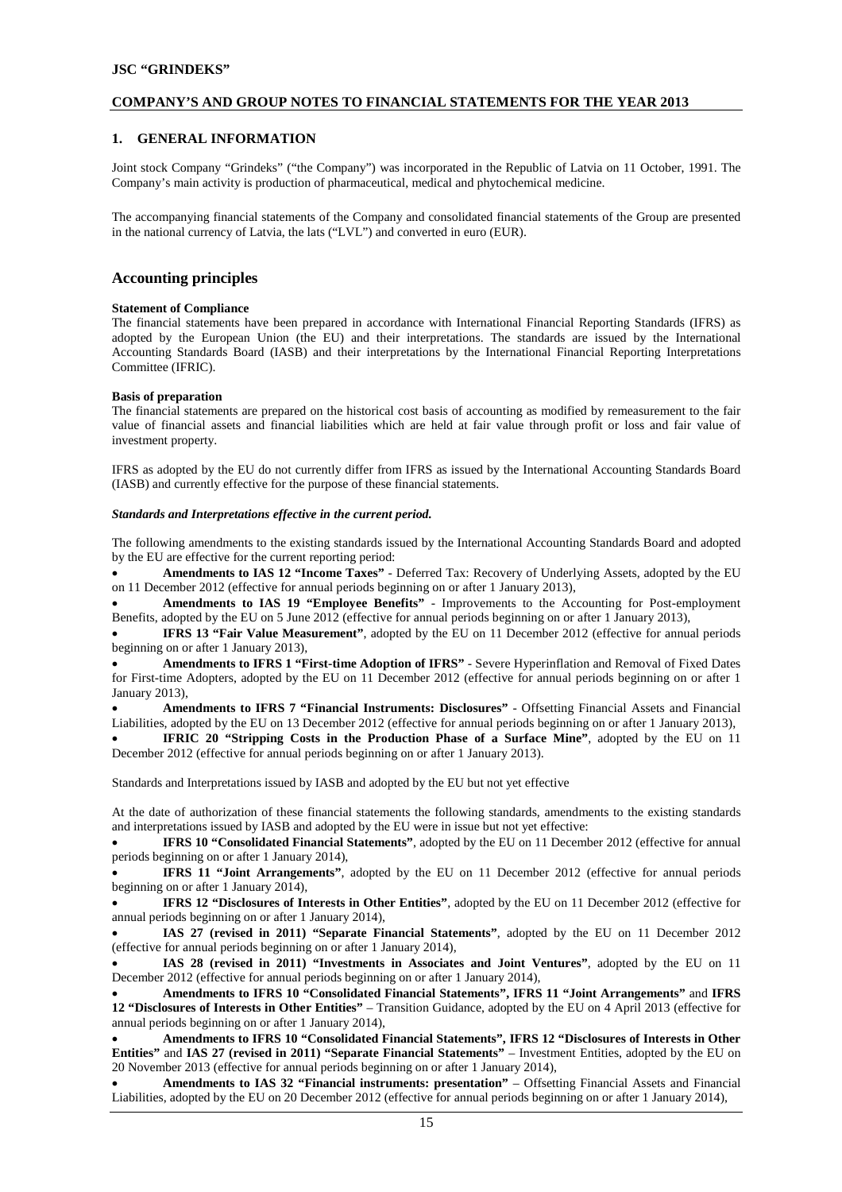## 1. GENERAL INFORMATION

Joint stock Company "Grindeks" ("the Company") was incorporated in the Republic of Latvia on 11 October, 1991. The Company's main activity is production of pharmaceutical, medical and phytochemical medicine.

The accompanying financial statements of the Company and consolidated financial statements of the Group are presented in the national currency of Latvia, the lats ("LVL") and converted in euro (EUR).

## Accounting principles

**Statement of Compliance**

The financial statements have been prepared in accordance with International Financial Reporting Standards (IFRS) as adopted by the European Union (the EU) and their interpretations. The standards are issued by the International Accounting Standards Board (IASB) and their interpretations by the International Financial Reporting Interpretations Committee (IFRIC).

**Basis of preparation**

The financial statements are prepared on the historical cost basis of accounting as modified by remeasurement to the fair value of financial assets and financial liabilities which are held at fair value through profit or loss and fair value of investment property.

IFRS as adopted by the EU do not currently differ from IFRS as issued by the International Accounting Standards Board (IASB) and currently effective for the purpose of these financial statements.

***Standards and Interpretations effective in the current period.***

The following amendments to the existing standards issued by the International Accounting Standards Board and adopted by the EU are effective for the current reporting period:

- **Amendments to IAS 12 "Income Taxes"** - Deferred Tax: Recovery of Underlying Assets, adopted by the EU on 11 December 2012 (effective for annual periods beginning on or after 1 January 2013),
- **Amendments to IAS 19 "Employee Benefits"** - Improvements to the Accounting for Post-employment Benefits, adopted by the EU on 5 June 2012 (effective for annual periods beginning on or after 1 January 2013),
- **IFRS 13 "Fair Value Measurement"**, adopted by the EU on 11 December 2012 (effective for annual periods beginning on or after 1 January 2013),
- **Amendments to IFRS 1 "First-time Adoption of IFRS"** - Severe Hyperinflation and Removal of Fixed Dates for First-time Adopters, adopted by the EU on 11 December 2012 (effective for annual periods beginning on or after 1 January 2013),
- **Amendments to IFRS 7 "Financial Instruments: Disclosures"** - Offsetting Financial Assets and Financial Liabilities, adopted by the EU on 13 December 2012 (effective for annual periods beginning on or after 1 January 2013),
- **IFRIC 20 "Stripping Costs in the Production Phase of a Surface Mine"**, adopted by the EU on 11 December 2012 (effective for annual periods beginning on or after 1 January 2013).

Standards and Interpretations issued by IASB and adopted by the EU but not yet effective

At the date of authorization of these financial statements the following standards, amendments to the existing standards and interpretations issued by IASB and adopted by the EU were in issue but not yet effective:

- **IFRS 10 "Consolidated Financial Statements"**, adopted by the EU on 11 December 2012 (effective for annual periods beginning on or after 1 January 2014),
- **IFRS 11 "Joint Arrangements"**, adopted by the EU on 11 December 2012 (effective for annual periods beginning on or after 1 January 2014),
- **IFRS 12 "Disclosures of Interests in Other Entities"**, adopted by the EU on 11 December 2012 (effective for annual periods beginning on or after 1 January 2014),
- **IAS 27 (revised in 2011) "Separate Financial Statements"**, adopted by the EU on 11 December 2012 (effective for annual periods beginning on or after 1 January 2014),
- **IAS 28 (revised in 2011) "Investments in Associates and Joint Ventures"**, adopted by the EU on 11 December 2012 (effective for annual periods beginning on or after 1 January 2014),
- **Amendments to IFRS 10 "Consolidated Financial Statements", IFRS 11 "Joint Arrangements"** and **IFRS 12 "Disclosures of Interests in Other Entities"** – Transition Guidance, adopted by the EU on 4 April 2013 (effective for annual periods beginning on or after 1 January 2014),
- **Amendments to IFRS 10 "Consolidated Financial Statements", IFRS 12 "Disclosures of Interests in Other Entities"** and **IAS 27 (revised in 2011) "Separate Financial Statements"** – Investment Entities, adopted by the EU on 20 November 2013 (effective for annual periods beginning on or after 1 January 2014),
- **Amendments to IAS 32 "Financial instruments: presentation"** – Offsetting Financial Assets and Financial Liabilities, adopted by the EU on 20 December 2012 (effective for annual periods beginning on or after 1 January 2014),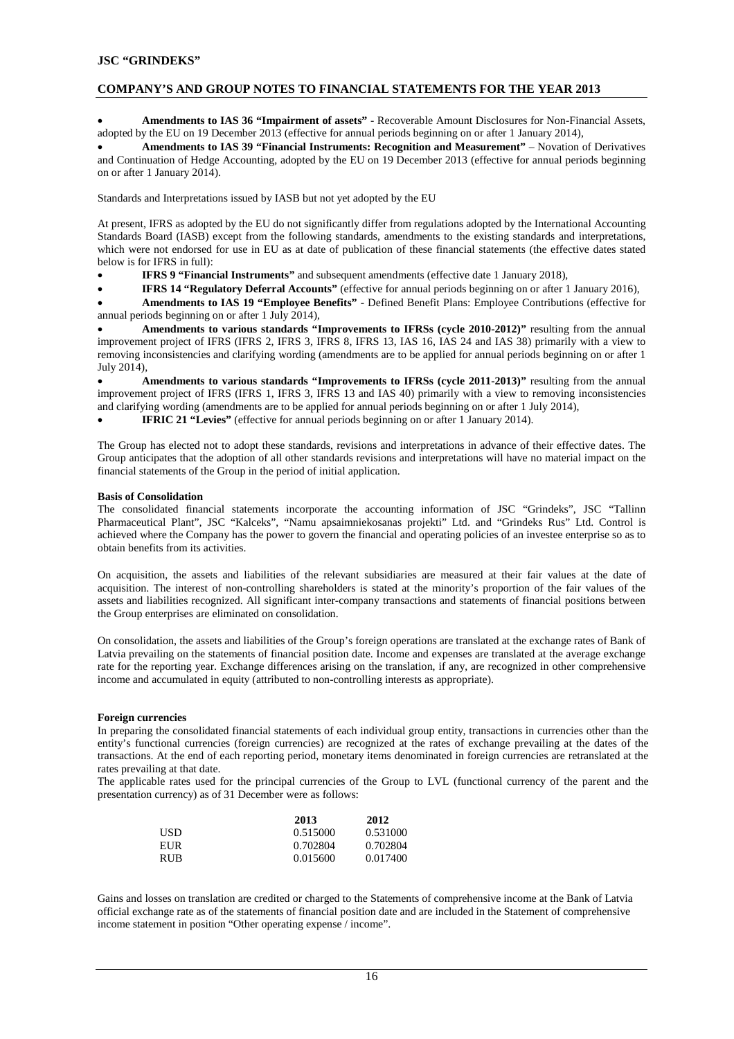- **Amendments to IAS 36 "Impairment of assets"** - Recoverable Amount Disclosures for Non-Financial Assets, adopted by the EU on 19 December 2013 (effective for annual periods beginning on or after 1 January 2014),
- **Amendments to IAS 39 "Financial Instruments: Recognition and Measurement"** – Novation of Derivatives and Continuation of Hedge Accounting, adopted by the EU on 19 December 2013 (effective for annual periods beginning on or after 1 January 2014).

Standards and Interpretations issued by IASB but not yet adopted by the EU

At present, IFRS as adopted by the EU do not significantly differ from regulations adopted by the International Accounting Standards Board (IASB) except from the following standards, amendments to the existing standards and interpretations, which were not endorsed for use in EU as at date of publication of these financial statements (the effective dates stated below is for IFRS in full):

- **IFRS 9 "Financial Instruments"** and subsequent amendments (effective date 1 January 2018),
- **IFRS 14 "Regulatory Deferral Accounts"** (effective for annual periods beginning on or after 1 January 2016),
- **Amendments to IAS 19 "Employee Benefits"** - Defined Benefit Plans: Employee Contributions (effective for annual periods beginning on or after 1 July 2014),
- **Amendments to various standards "Improvements to IFRSs (cycle 2010-2012)"** resulting from the annual improvement project of IFRS (IFRS 2, IFRS 3, IFRS 8, IFRS 13, IAS 16, IAS 24 and IAS 38) primarily with a view to removing inconsistencies and clarifying wording (amendments are to be applied for annual periods beginning on or after 1 July 2014),
- **Amendments to various standards "Improvements to IFRSs (cycle 2011-2013)"** resulting from the annual improvement project of IFRS (IFRS 1, IFRS 3, IFRS 13 and IAS 40) primarily with a view to removing inconsistencies and clarifying wording (amendments are to be applied for annual periods beginning on or after 1 July 2014),
- **IFRIC 21 "Levies"** (effective for annual periods beginning on or after 1 January 2014).

The Group has elected not to adopt these standards, revisions and interpretations in advance of their effective dates. The Group anticipates that the adoption of all other standards revisions and interpretations will have no material impact on the financial statements of the Group in the period of initial application.

**Basis of Consolidation**

The consolidated financial statements incorporate the accounting information of JSC "Grindeks", JSC "Tallinn Pharmaceutical Plant", JSC "Kalceks", "Namu apsaimniekosanas projekti" Ltd. and "Grindeks Rus" Ltd. Control is achieved where the Company has the power to govern the financial and operating policies of an investee enterprise so as to obtain benefits from its activities.

On acquisition, the assets and liabilities of the relevant subsidiaries are measured at their fair values at the date of acquisition. The interest of non-controlling shareholders is stated at the minority's proportion of the fair values of the assets and liabilities recognized. All significant inter-company transactions and statements of financial positions between the Group enterprises are eliminated on consolidation.

On consolidation, the assets and liabilities of the Group's foreign operations are translated at the exchange rates of Bank of Latvia prevailing on the statements of financial position date. Income and expenses are translated at the average exchange rate for the reporting year. Exchange differences arising on the translation, if any, are recognized in other comprehensive income and accumulated in equity (attributed to non-controlling interests as appropriate).

**Foreign currencies**

In preparing the consolidated financial statements of each individual group entity, transactions in currencies other than the entity's functional currencies (foreign currencies) are recognized at the rates of exchange prevailing at the dates of the transactions. At the end of each reporting period, monetary items denominated in foreign currencies are retranslated at the rates prevailing at that date.

The applicable rates used for the principal currencies of the Group to LVL (functional currency of the parent and the presentation currency) as of 31 December were as follows:

| | 2013 | 2012 |
|---|---|---|
| USD | 0.515000 | 0.531000 |
| EUR | 0.702804 | 0.702804 |
| RUB | 0.015600 | 0.017400 |

Gains and losses on translation are credited or charged to the Statements of comprehensive income at the Bank of Latvia official exchange rate as of the statements of financial position date and are included in the Statement of comprehensive income statement in position "Other operating expense / income".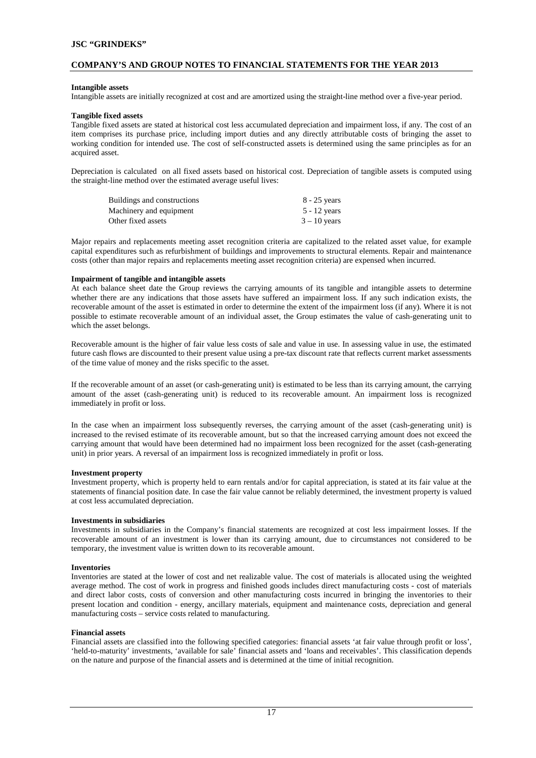**Intangible assets**

Intangible assets are initially recognized at cost and are amortized using the straight-line method over a five-year period.

**Tangible fixed assets**

Tangible fixed assets are stated at historical cost less accumulated depreciation and impairment loss, if any. The cost of an item comprises its purchase price, including import duties and any directly attributable costs of bringing the asset to working condition for intended use. The cost of self-constructed assets is determined using the same principles as for an acquired asset.

Depreciation is calculated on all fixed assets based on historical cost. Depreciation of tangible assets is computed using the straight-line method over the estimated average useful lives:

| | |
|---|---|
| Buildings and constructions | 8 - 25 years |
| Machinery and equipment | 5 - 12 years |
| Other fixed assets | 3 – 10 years |

Major repairs and replacements meeting asset recognition criteria are capitalized to the related asset value, for example capital expenditures such as refurbishment of buildings and improvements to structural elements. Repair and maintenance costs (other than major repairs and replacements meeting asset recognition criteria) are expensed when incurred.

**Impairment of tangible and intangible assets**

At each balance sheet date the Group reviews the carrying amounts of its tangible and intangible assets to determine whether there are any indications that those assets have suffered an impairment loss. If any such indication exists, the recoverable amount of the asset is estimated in order to determine the extent of the impairment loss (if any). Where it is not possible to estimate recoverable amount of an individual asset, the Group estimates the value of cash-generating unit to which the asset belongs.

Recoverable amount is the higher of fair value less costs of sale and value in use. In assessing value in use, the estimated future cash flows are discounted to their present value using a pre-tax discount rate that reflects current market assessments of the time value of money and the risks specific to the asset.

If the recoverable amount of an asset (or cash-generating unit) is estimated to be less than its carrying amount, the carrying amount of the asset (cash-generating unit) is reduced to its recoverable amount. An impairment loss is recognized immediately in profit or loss.

In the case when an impairment loss subsequently reverses, the carrying amount of the asset (cash-generating unit) is increased to the revised estimate of its recoverable amount, but so that the increased carrying amount does not exceed the carrying amount that would have been determined had no impairment loss been recognized for the asset (cash-generating unit) in prior years. A reversal of an impairment loss is recognized immediately in profit or loss.

**Investment property**

Investment property, which is property held to earn rentals and/or for capital appreciation, is stated at its fair value at the statements of financial position date. In case the fair value cannot be reliably determined, the investment property is valued at cost less accumulated depreciation.

**Investments in subsidiaries**

Investments in subsidiaries in the Company's financial statements are recognized at cost less impairment losses. If the recoverable amount of an investment is lower than its carrying amount, due to circumstances not considered to be temporary, the investment value is written down to its recoverable amount.

**Inventories**

Inventories are stated at the lower of cost and net realizable value. The cost of materials is allocated using the weighted average method. The cost of work in progress and finished goods includes direct manufacturing costs - cost of materials and direct labor costs, costs of conversion and other manufacturing costs incurred in bringing the inventories to their present location and condition - energy, ancillary materials, equipment and maintenance costs, depreciation and general manufacturing costs – service costs related to manufacturing.

**Financial assets**

Financial assets are classified into the following specified categories: financial assets 'at fair value through profit or loss', 'held-to-maturity' investments, 'available for sale' financial assets and 'loans and receivables'. This classification depends on the nature and purpose of the financial assets and is determined at the time of initial recognition.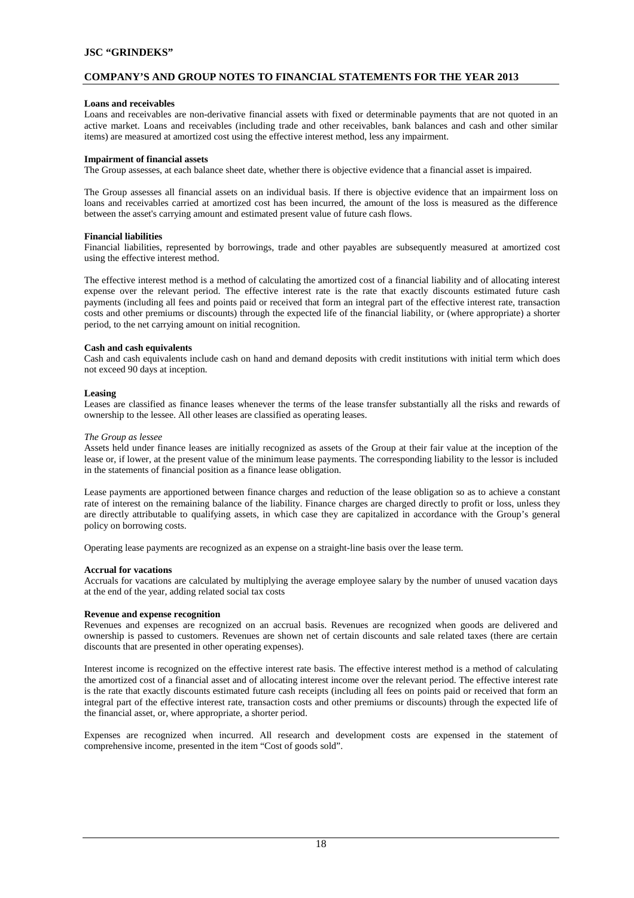**Loans and receivables**

Loans and receivables are non-derivative financial assets with fixed or determinable payments that are not quoted in an active market. Loans and receivables (including trade and other receivables, bank balances and cash and other similar items) are measured at amortized cost using the effective interest method, less any impairment.

**Impairment of financial assets**

The Group assesses, at each balance sheet date, whether there is objective evidence that a financial asset is impaired.

The Group assesses all financial assets on an individual basis. If there is objective evidence that an impairment loss on loans and receivables carried at amortized cost has been incurred, the amount of the loss is measured as the difference between the asset's carrying amount and estimated present value of future cash flows.

**Financial liabilities**

Financial liabilities, represented by borrowings, trade and other payables are subsequently measured at amortized cost using the effective interest method.

The effective interest method is a method of calculating the amortized cost of a financial liability and of allocating interest expense over the relevant period. The effective interest rate is the rate that exactly discounts estimated future cash payments (including all fees and points paid or received that form an integral part of the effective interest rate, transaction costs and other premiums or discounts) through the expected life of the financial liability, or (where appropriate) a shorter period, to the net carrying amount on initial recognition.

**Cash and cash equivalents**

Cash and cash equivalents include cash on hand and demand deposits with credit institutions with initial term which does not exceed 90 days at inception.

**Leasing**

Leases are classified as finance leases whenever the terms of the lease transfer substantially all the risks and rewards of ownership to the lessee. All other leases are classified as operating leases.

*The Group as lessee*

Assets held under finance leases are initially recognized as assets of the Group at their fair value at the inception of the lease or, if lower, at the present value of the minimum lease payments. The corresponding liability to the lessor is included in the statements of financial position as a finance lease obligation.

Lease payments are apportioned between finance charges and reduction of the lease obligation so as to achieve a constant rate of interest on the remaining balance of the liability. Finance charges are charged directly to profit or loss, unless they are directly attributable to qualifying assets, in which case they are capitalized in accordance with the Group's general policy on borrowing costs.

Operating lease payments are recognized as an expense on a straight-line basis over the lease term.

**Accrual for vacations**

Accruals for vacations are calculated by multiplying the average employee salary by the number of unused vacation days at the end of the year, adding related social tax costs

**Revenue and expense recognition**

Revenues and expenses are recognized on an accrual basis. Revenues are recognized when goods are delivered and ownership is passed to customers. Revenues are shown net of certain discounts and sale related taxes (there are certain discounts that are presented in other operating expenses).

Interest income is recognized on the effective interest rate basis. The effective interest method is a method of calculating the amortized cost of a financial asset and of allocating interest income over the relevant period. The effective interest rate is the rate that exactly discounts estimated future cash receipts (including all fees on points paid or received that form an integral part of the effective interest rate, transaction costs and other premiums or discounts) through the expected life of the financial asset, or, where appropriate, a shorter period.

Expenses are recognized when incurred. All research and development costs are expensed in the statement of comprehensive income, presented in the item "Cost of goods sold".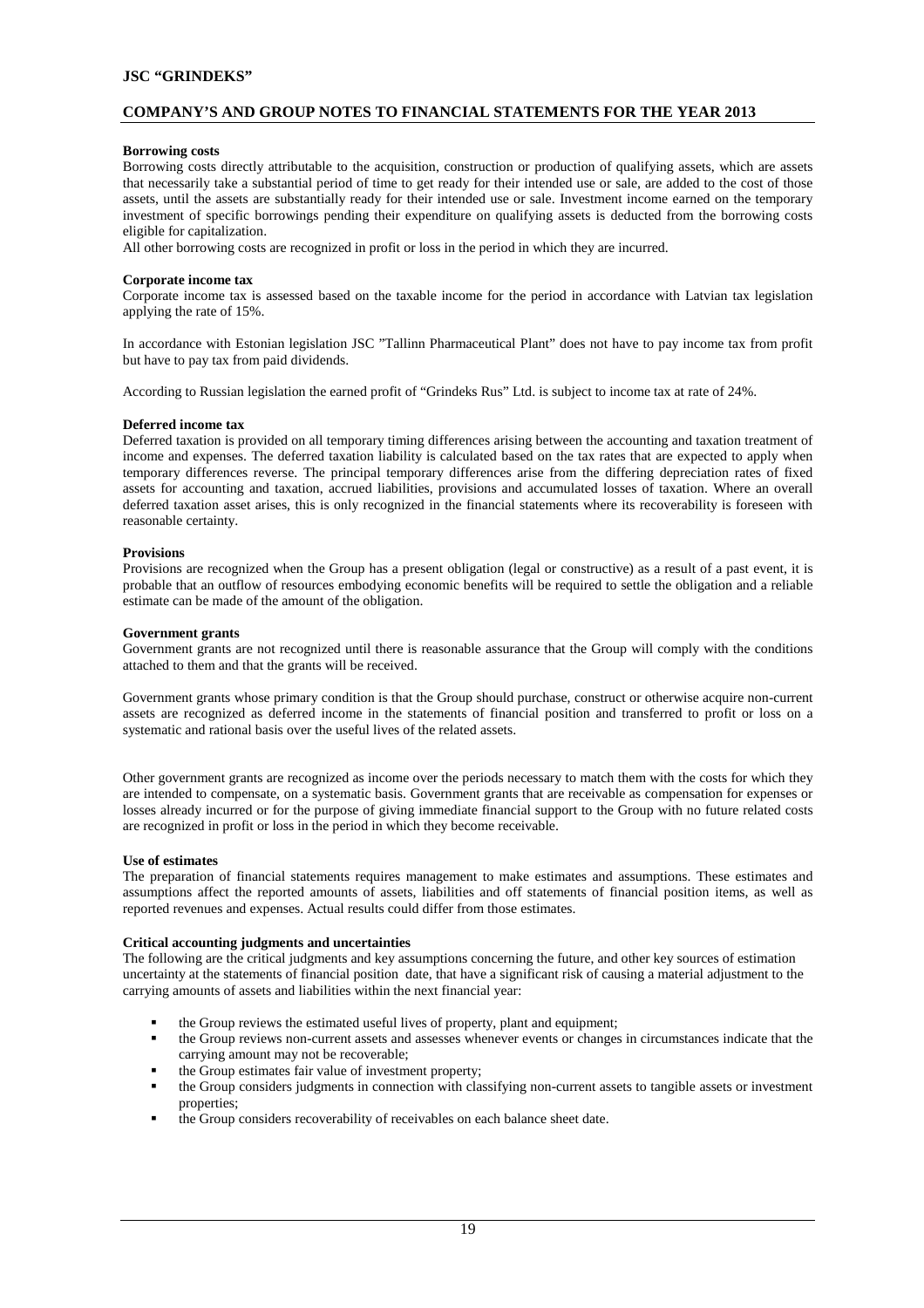**Borrowing costs**

Borrowing costs directly attributable to the acquisition, construction or production of qualifying assets, which are assets that necessarily take a substantial period of time to get ready for their intended use or sale, are added to the cost of those assets, until the assets are substantially ready for their intended use or sale. Investment income earned on the temporary investment of specific borrowings pending their expenditure on qualifying assets is deducted from the borrowing costs eligible for capitalization.

All other borrowing costs are recognized in profit or loss in the period in which they are incurred.

**Corporate income tax**

Corporate income tax is assessed based on the taxable income for the period in accordance with Latvian tax legislation applying the rate of 15%.

In accordance with Estonian legislation JSC "Tallinn Pharmaceutical Plant" does not have to pay income tax from profit but have to pay tax from paid dividends.

According to Russian legislation the earned profit of "Grindeks Rus" Ltd. is subject to income tax at rate of 24%.

**Deferred income tax**

Deferred taxation is provided on all temporary timing differences arising between the accounting and taxation treatment of income and expenses. The deferred taxation liability is calculated based on the tax rates that are expected to apply when temporary differences reverse. The principal temporary differences arise from the differing depreciation rates of fixed assets for accounting and taxation, accrued liabilities, provisions and accumulated losses of taxation. Where an overall deferred taxation asset arises, this is only recognized in the financial statements where its recoverability is foreseen with reasonable certainty.

**Provisions**

Provisions are recognized when the Group has a present obligation (legal or constructive) as a result of a past event, it is probable that an outflow of resources embodying economic benefits will be required to settle the obligation and a reliable estimate can be made of the amount of the obligation.

**Government grants**

Government grants are not recognized until there is reasonable assurance that the Group will comply with the conditions attached to them and that the grants will be received.

Government grants whose primary condition is that the Group should purchase, construct or otherwise acquire non-current assets are recognized as deferred income in the statements of financial position and transferred to profit or loss on a systematic and rational basis over the useful lives of the related assets.

Other government grants are recognized as income over the periods necessary to match them with the costs for which they are intended to compensate, on a systematic basis. Government grants that are receivable as compensation for expenses or losses already incurred or for the purpose of giving immediate financial support to the Group with no future related costs are recognized in profit or loss in the period in which they become receivable.

**Use of estimates**

The preparation of financial statements requires management to make estimates and assumptions. These estimates and assumptions affect the reported amounts of assets, liabilities and off statements of financial position items, as well as reported revenues and expenses. Actual results could differ from those estimates.

**Critical accounting judgments and uncertainties**

The following are the critical judgments and key assumptions concerning the future, and other key sources of estimation uncertainty at the statements of financial position date, that have a significant risk of causing a material adjustment to the carrying amounts of assets and liabilities within the next financial year:

- the Group reviews the estimated useful lives of property, plant and equipment;
- the Group reviews non-current assets and assesses whenever events or changes in circumstances indicate that the carrying amount may not be recoverable;
- the Group estimates fair value of investment property;
- the Group considers judgments in connection with classifying non-current assets to tangible assets or investment properties;
- the Group considers recoverability of receivables on each balance sheet date.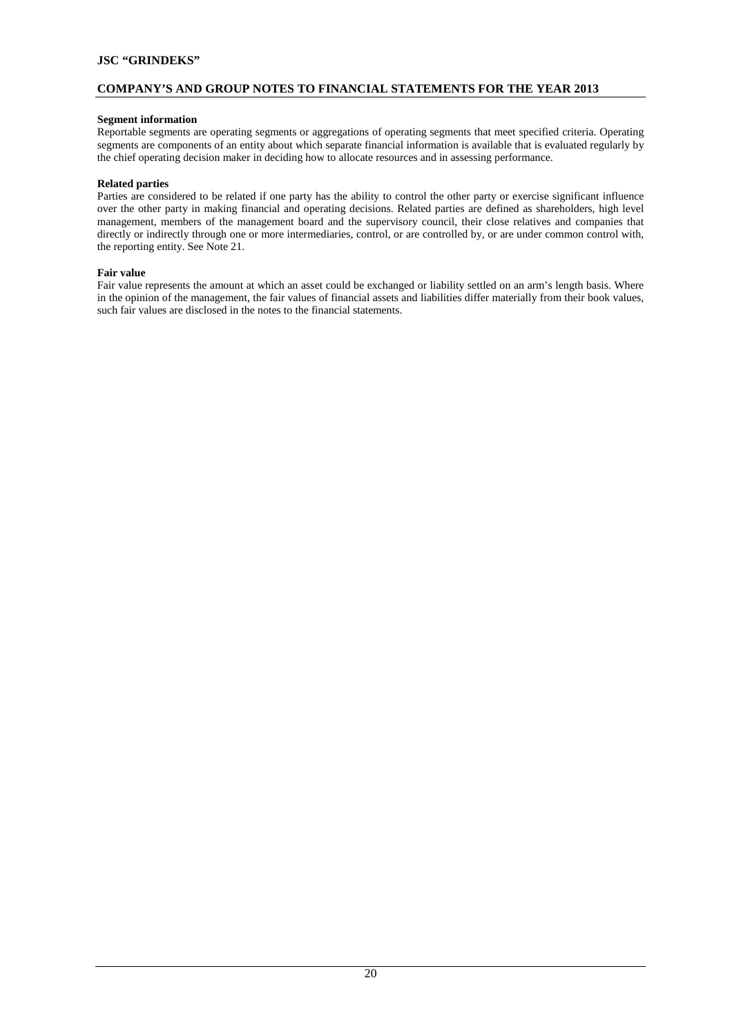**Segment information**

Reportable segments are operating segments or aggregations of operating segments that meet specified criteria. Operating segments are components of an entity about which separate financial information is available that is evaluated regularly by the chief operating decision maker in deciding how to allocate resources and in assessing performance.

**Related parties**

Parties are considered to be related if one party has the ability to control the other party or exercise significant influence over the other party in making financial and operating decisions. Related parties are defined as shareholders, high level management, members of the management board and the supervisory council, their close relatives and companies that directly or indirectly through one or more intermediaries, control, or are controlled by, or are under common control with, the reporting entity. See Note 21.

**Fair value**

Fair value represents the amount at which an asset could be exchanged or liability settled on an arm's length basis. Where in the opinion of the management, the fair values of financial assets and liabilities differ materially from their book values, such fair values are disclosed in the notes to the financial statements.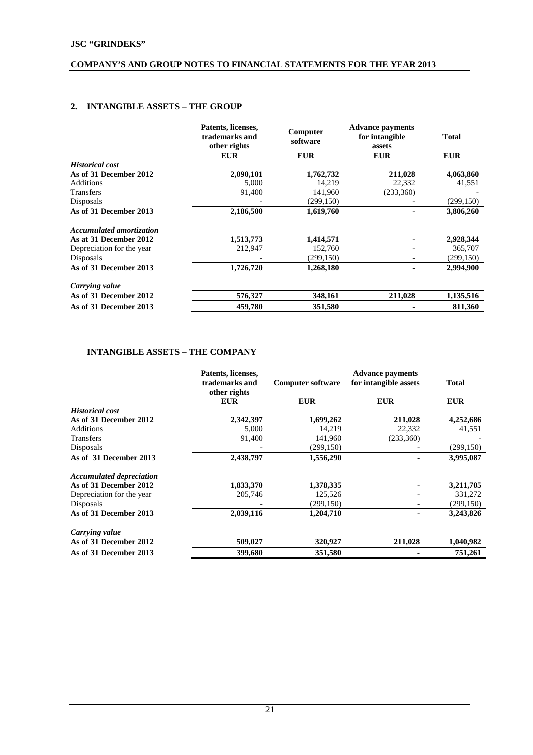## 2. INTANGIBLE ASSETS – THE GROUP

| | Patents, licenses, trademarks and other rights | Computer software | Advance payments for intangible assets | Total |
|---|---|---|---|---|
| | EUR | EUR | EUR | EUR |
| *Historical cost* | | | | |
| **As of 31 December 2012** | **2,090,101** | **1,762,732** | **211,028** | **4,063,860** |
| Additions | 5,000 | 14,219 | 22,332 | 41,551 |
| Transfers | 91,400 | 141,960 | (233,360) | - |
| Disposals | - | (299,150) | - | (299,150) |
| **As of 31 December 2013** | **2,186,500** | **1,619,760** | **-** | **3,806,260** |
| *Accumulated amortization* | | | | |
| **As at 31 December 2012** | **1,513,773** | **1,414,571** | **-** | **2,928,344** |
| Depreciation for the year | 212,947 | 152,760 | - | 365,707 |
| Disposals | - | (299,150) | - | (299,150) |
| **As of 31 December 2013** | **1,726,720** | **1,268,180** | **-** | **2,994,900** |
| *Carrying value* | | | | |
| **As of 31 December 2012** | **576,327** | **348,161** | **211,028** | **1,135,516** |
| **As of 31 December 2013** | **459,780** | **351,580** | **-** | **811,360** |

## INTANGIBLE ASSETS – THE COMPANY

| | Patents, licenses, trademarks and other rights | Computer software | Advance payments for intangible assets | Total |
|---|---|---|---|---|
| | EUR | EUR | EUR | EUR |
| *Historical cost* | | | | |
| **As of 31 December 2012** | **2,342,397** | **1,699,262** | **211,028** | **4,252,686** |
| Additions | 5,000 | 14,219 | 22,332 | 41,551 |
| Transfers | 91,400 | 141,960 | (233,360) | - |
| Disposals | - | (299,150) | - | (299,150) |
| **As of 31 December 2013** | **2,438,797** | **1,556,290** | **-** | **3,995,087** |
| *Accumulated depreciation* | | | | |
| **As of 31 December 2012** | **1,833,370** | **1,378,335** | **-** | **3,211,705** |
| Depreciation for the year | 205,746 | 125,526 | - | 331,272 |
| Disposals | - | (299,150) | - | (299,150) |
| **As of 31 December 2013** | **2,039,116** | **1,204,710** | **-** | **3,243,826** |
| *Carrying value* | | | | |
| **As of 31 December 2012** | **509,027** | **320,927** | **211,028** | **1,040,982** |
| **As of 31 December 2013** | **399,680** | **351,580** | **-** | **751,261** |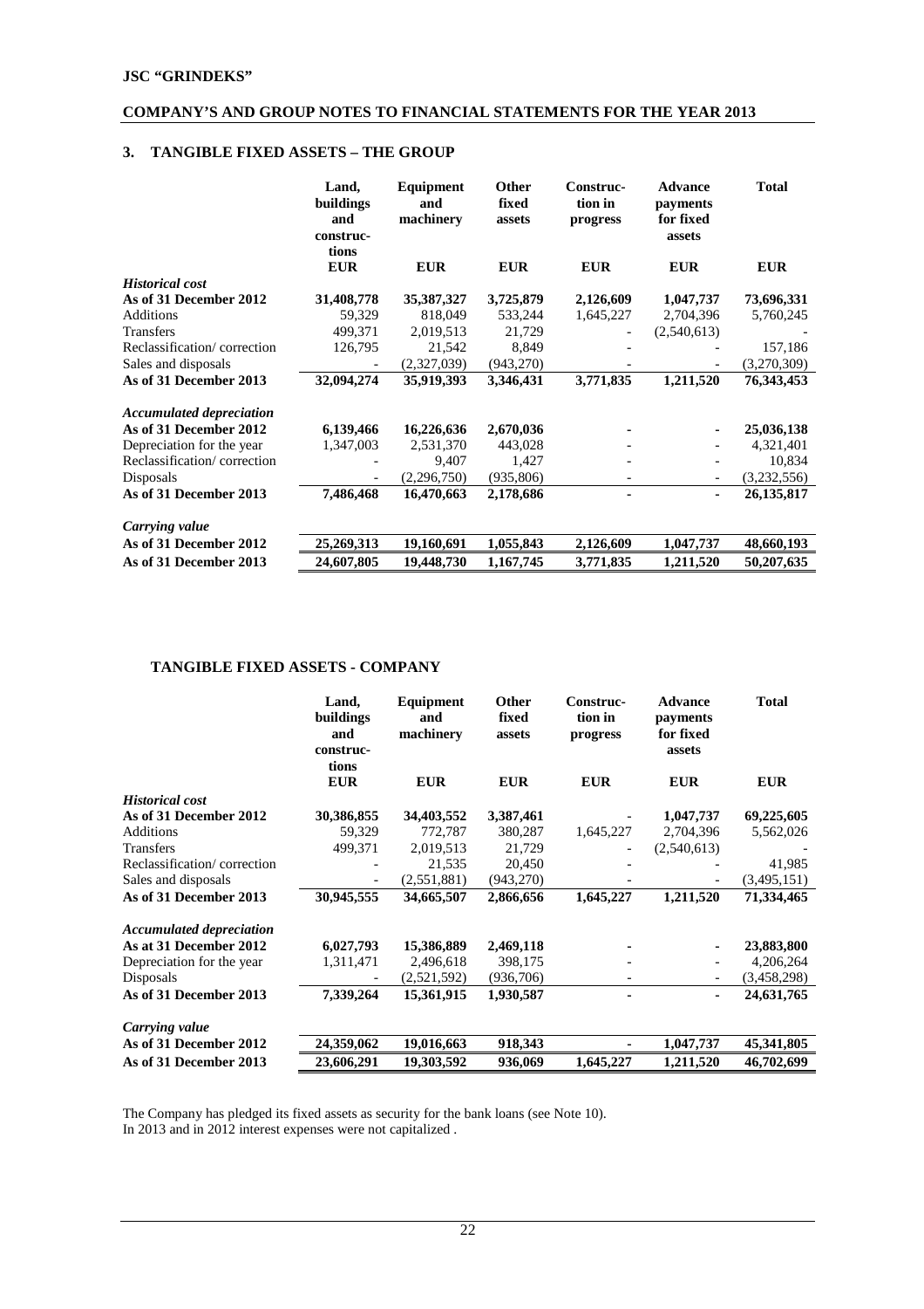## 3. TANGIBLE FIXED ASSETS – THE GROUP

| | Land, buildings and construc-tions | Equipment and machinery | Other fixed assets | Construc-tion in progress | Advance payments for fixed assets | Total |
|---|---|---|---|---|---|---|
| | EUR | EUR | EUR | EUR | EUR | EUR |
| *Historical cost* | | | | | | |
| **As of 31 December 2012** | **31,408,778** | **35,387,327** | **3,725,879** | **2,126,609** | **1,047,737** | **73,696,331** |
| Additions | 59,329 | 818,049 | 533,244 | 1,645,227 | 2,704,396 | 5,760,245 |
| Transfers | 499,371 | 2,019,513 | 21,729 | - | (2,540,613) | - |
| Reclassification/ correction | 126,795 | 21,542 | 8,849 | - | - | 157,186 |
| Sales and disposals | - | (2,327,039) | (943,270) | - | - | (3,270,309) |
| **As of 31 December 2013** | **32,094,274** | **35,919,393** | **3,346,431** | **3,771,835** | **1,211,520** | **76,343,453** |
| *Accumulated depreciation* | | | | | | |
| **As of 31 December 2012** | **6,139,466** | **16,226,636** | **2,670,036** | **-** | **-** | **25,036,138** |
| Depreciation for the year | 1,347,003 | 2,531,370 | 443,028 | - | - | 4,321,401 |
| Reclassification/ correction | - | 9,407 | 1,427 | - | - | 10,834 |
| Disposals | - | (2,296,750) | (935,806) | - | - | (3,232,556) |
| **As of 31 December 2013** | **7,486,468** | **16,470,663** | **2,178,686** | **-** | **-** | **26,135,817** |
| *Carrying value* | | | | | | |
| **As of 31 December 2012** | **25,269,313** | **19,160,691** | **1,055,843** | **2,126,609** | **1,047,737** | **48,660,193** |
| **As of 31 December 2013** | **24,607,805** | **19,448,730** | **1,167,745** | **3,771,835** | **1,211,520** | **50,207,635** |

## TANGIBLE FIXED ASSETS - COMPANY

| | Land, buildings and construc-tions | Equipment and machinery | Other fixed assets | Construc-tion in progress | Advance payments for fixed assets | Total |
|---|---|---|---|---|---|---|
| | EUR | EUR | EUR | EUR | EUR | EUR |
| *Historical cost* | | | | | | |
| **As of 31 December 2012** | **30,386,855** | **34,403,552** | **3,387,461** | **-** | **1,047,737** | **69,225,605** |
| Additions | 59,329 | 772,787 | 380,287 | 1,645,227 | 2,704,396 | 5,562,026 |
| Transfers | 499,371 | 2,019,513 | 21,729 | - | (2,540,613) | - |
| Reclassification/ correction | - | 21,535 | 20,450 | - | - | 41,985 |
| Sales and disposals | - | (2,551,881) | (943,270) | - | - | (3,495,151) |
| **As of 31 December 2013** | **30,945,555** | **34,665,507** | **2,866,656** | **1,645,227** | **1,211,520** | **71,334,465** |
| *Accumulated depreciation* | | | | | | |
| **As at 31 December 2012** | **6,027,793** | **15,386,889** | **2,469,118** | **-** | **-** | **23,883,800** |
| Depreciation for the year | 1,311,471 | 2,496,618 | 398,175 | - | - | 4,206,264 |
| Disposals | - | (2,521,592) | (936,706) | - | - | (3,458,298) |
| **As of 31 December 2013** | **7,339,264** | **15,361,915** | **1,930,587** | **-** | **-** | **24,631,765** |
| *Carrying value* | | | | | | |
| **As of 31 December 2012** | **24,359,062** | **19,016,663** | **918,343** | **-** | **1,047,737** | **45,341,805** |
| **As of 31 December 2013** | **23,606,291** | **19,303,592** | **936,069** | **1,645,227** | **1,211,520** | **46,702,699** |

The Company has pledged its fixed assets as security for the bank loans (see Note 10).
In 2013 and in 2012 interest expenses were not capitalized .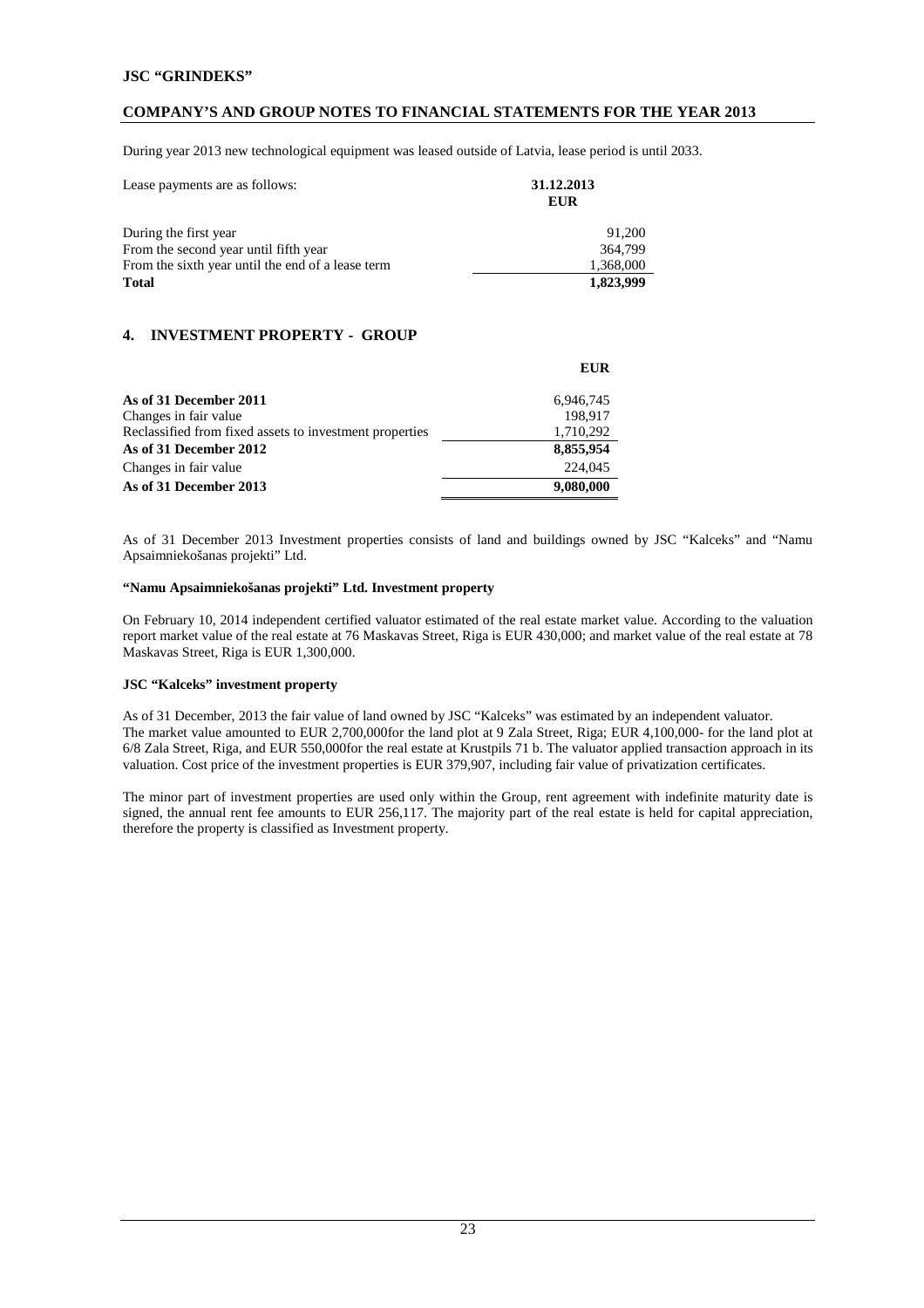During year 2013 new technological equipment was leased outside of Latvia, lease period is until 2033.

| Lease payments are as follows: | 31.12.2013 EUR |
|---|---|
| During the first year | 91,200 |
| From the second year until fifth year | 364,799 |
| From the sixth year until the end of a lease term | 1,368,000 |
| **Total** | **1,823,999** |

## 4. INVESTMENT PROPERTY - GROUP

| | EUR |
|---|---|
| **As of 31 December 2011** | 6,946,745 |
| Changes in fair value | 198,917 |
| Reclassified from fixed assets to investment properties | 1,710,292 |
| **As of 31 December 2012** | **8,855,954** |
| Changes in fair value | 224,045 |
| **As of 31 December 2013** | **9,080,000** |

As of 31 December 2013 Investment properties consists of land and buildings owned by JSC "Kalceks" and "Namu Apsaimniekošanas projekti" Ltd.

**"Namu Apsaimniekošanas projekti" Ltd. Investment property**

On February 10, 2014 independent certified valuator estimated of the real estate market value. According to the valuation report market value of the real estate at 76 Maskavas Street, Riga is EUR 430,000; and market value of the real estate at 78 Maskavas Street, Riga is EUR 1,300,000.

**JSC "Kalceks" investment property**

As of 31 December, 2013 the fair value of land owned by JSC "Kalceks" was estimated by an independent valuator. The market value amounted to EUR 2,700,000for the land plot at 9 Zala Street, Riga; EUR 4,100,000- for the land plot at 6/8 Zala Street, Riga, and EUR 550,000for the real estate at Krustpils 71 b. The valuator applied transaction approach in its valuation. Cost price of the investment properties is EUR 379,907, including fair value of privatization certificates.

The minor part of investment properties are used only within the Group, rent agreement with indefinite maturity date is signed, the annual rent fee amounts to EUR 256,117. The majority part of the real estate is held for capital appreciation, therefore the property is classified as Investment property.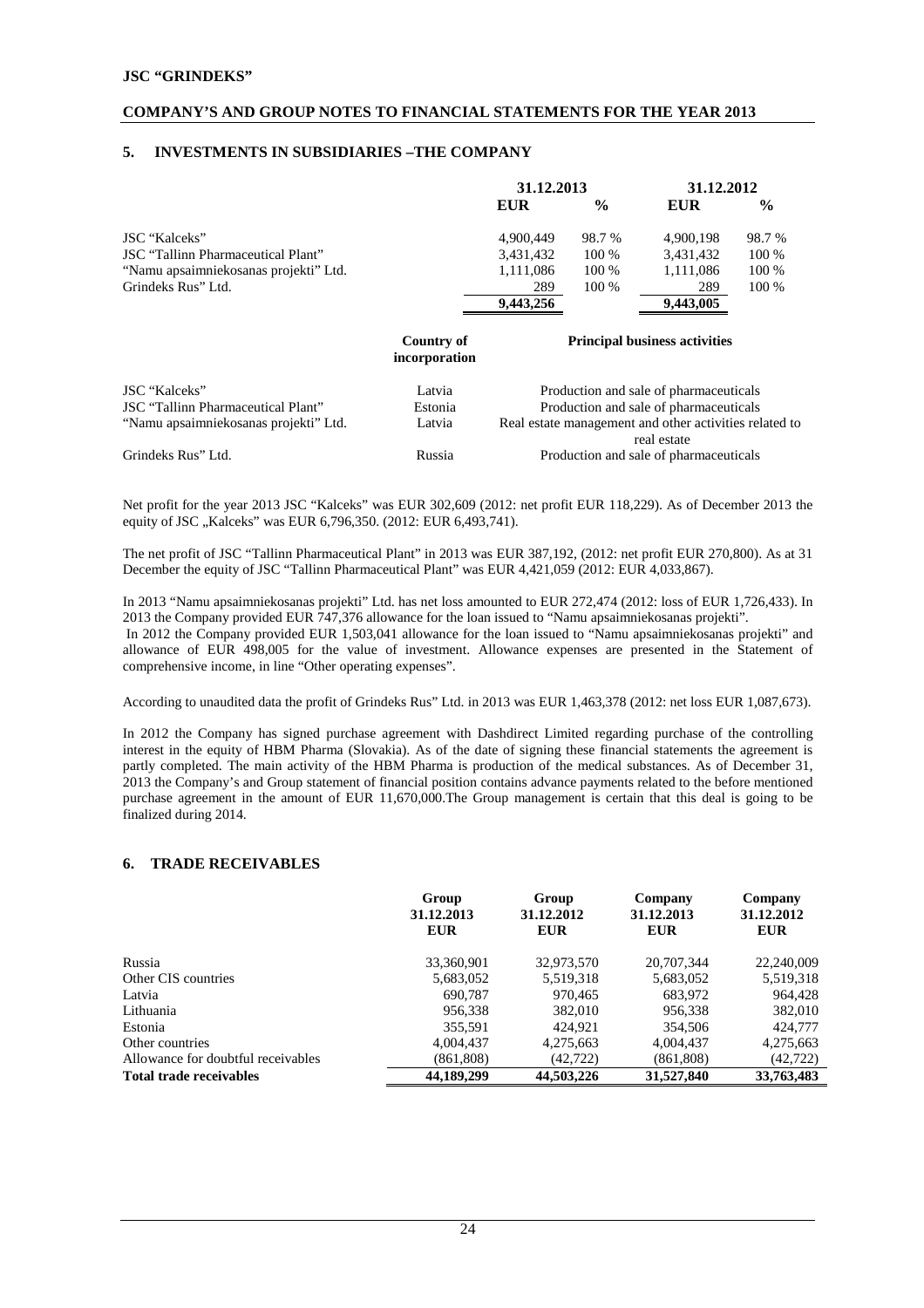## 5. INVESTMENTS IN SUBSIDIARIES –THE COMPANY

| | 31.12.2013 | | 31.12.2012 | |
|---|---|---|---|---|
| | **EUR** | **%** | **EUR** | **%** |
| JSC "Kalceks" | 4,900,449 | 98.7 % | 4,900,198 | 98.7 % |
| JSC "Tallinn Pharmaceutical Plant" | 3,431,432 | 100 % | 3,431,432 | 100 % |
| "Namu apsaimniekosanas projekti" Ltd. | 1,111,086 | 100 % | 1,111,086 | 100 % |
| Grindeks Rus" Ltd. | 289 | 100 % | 289 | 100 % |
| | **9,443,256** | | **9,443,005** | |

| | Country of incorporation | Principal business activities |
|---|---|---|
| JSC "Kalceks" | Latvia | Production and sale of pharmaceuticals |
| JSC "Tallinn Pharmaceutical Plant" | Estonia | Production and sale of pharmaceuticals |
| "Namu apsaimniekosanas projekti" Ltd. | Latvia | Real estate management and other activities related to real estate |
| Grindeks Rus" Ltd. | Russia | Production and sale of pharmaceuticals |

Net profit for the year 2013 JSC "Kalceks" was EUR 302,609 (2012: net profit EUR 118,229). As of December 2013 the equity of JSC „Kalceks" was EUR 6,796,350. (2012: EUR 6,493,741).

The net profit of JSC "Tallinn Pharmaceutical Plant" in 2013 was EUR 387,192, (2012: net profit EUR 270,800). As at 31 December the equity of JSC "Tallinn Pharmaceutical Plant" was EUR 4,421,059 (2012: EUR 4,033,867).

In 2013 "Namu apsaimniekosanas projekti" Ltd. has net loss amounted to EUR 272,474 (2012: loss of EUR 1,726,433). In 2013 the Company provided EUR 747,376 allowance for the loan issued to "Namu apsaimniekosanas projekti".
In 2012 the Company provided EUR 1,503,041 allowance for the loan issued to "Namu apsaimniekosanas projekti" and allowance of EUR 498,005 for the value of investment. Allowance expenses are presented in the Statement of comprehensive income, in line "Other operating expenses".

According to unaudited data the profit of Grindeks Rus" Ltd. in 2013 was EUR 1,463,378 (2012: net loss EUR 1,087,673).

In 2012 the Company has signed purchase agreement with Dashdirect Limited regarding purchase of the controlling interest in the equity of HBM Pharma (Slovakia). As of the date of signing these financial statements the agreement is partly completed. The main activity of the HBM Pharma is production of the medical substances. As of December 31, 2013 the Company's and Group statement of financial position contains advance payments related to the before mentioned purchase agreement in the amount of EUR 11,670,000.The Group management is certain that this deal is going to be finalized during 2014.

## 6. TRADE RECEIVABLES

| | Group 31.12.2013 EUR | Group 31.12.2012 EUR | Company 31.12.2013 EUR | Company 31.12.2012 EUR |
|---|---|---|---|---|
| Russia | 33,360,901 | 32,973,570 | 20,707,344 | 22,240,009 |
| Other CIS countries | 5,683,052 | 5,519,318 | 5,683,052 | 5,519,318 |
| Latvia | 690,787 | 970,465 | 683,972 | 964,428 |
| Lithuania | 956,338 | 382,010 | 956,338 | 382,010 |
| Estonia | 355,591 | 424,921 | 354,506 | 424,777 |
| Other countries | 4,004,437 | 4,275,663 | 4,004,437 | 4,275,663 |
| Allowance for doubtful receivables | (861,808) | (42,722) | (861,808) | (42,722) |
| **Total trade receivables** | **44,189,299** | **44,503,226** | **31,527,840** | **33,763,483** |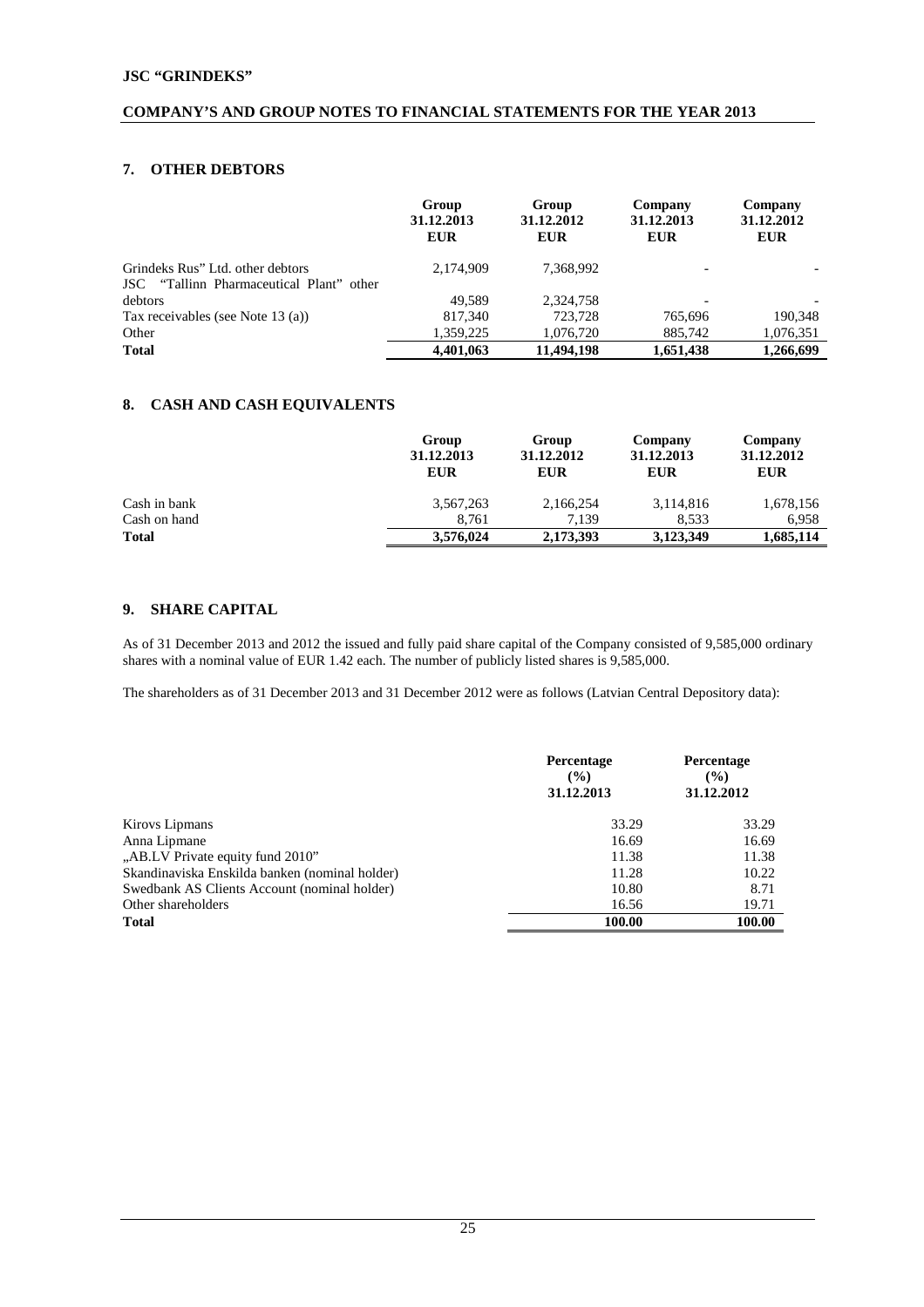## 7. OTHER DEBTORS

| | Group 31.12.2013 EUR | Group 31.12.2012 EUR | Company 31.12.2013 EUR | Company 31.12.2012 EUR |
|---|---|---|---|---|
| Grindeks Rus" Ltd. other debtors | 2,174,909 | 7,368,992 | - | - |
| JSC "Tallinn Pharmaceutical Plant" other debtors | 49,589 | 2,324,758 | - | - |
| Tax receivables (see Note 13 (a)) | 817,340 | 723,728 | 765,696 | 190,348 |
| Other | 1,359,225 | 1,076,720 | 885,742 | 1,076,351 |
| **Total** | **4,401,063** | **11,494,198** | **1,651,438** | **1,266,699** |

## 8. CASH AND CASH EQUIVALENTS

| | Group 31.12.2013 EUR | Group 31.12.2012 EUR | Company 31.12.2013 EUR | Company 31.12.2012 EUR |
|---|---|---|---|---|
| Cash in bank | 3,567,263 | 2,166,254 | 3,114,816 | 1,678,156 |
| Cash on hand | 8,761 | 7,139 | 8,533 | 6,958 |
| **Total** | **3,576,024** | **2,173,393** | **3,123,349** | **1,685,114** |

## 9. SHARE CAPITAL

As of 31 December 2013 and 2012 the issued and fully paid share capital of the Company consisted of 9,585,000 ordinary shares with a nominal value of EUR 1.42 each. The number of publicly listed shares is 9,585,000.

The shareholders as of 31 December 2013 and 31 December 2012 were as follows (Latvian Central Depository data):

| | Percentage (%) 31.12.2013 | Percentage (%) 31.12.2012 |
|---|---|---|
| Kirovs Lipmans | 33.29 | 33.29 |
| Anna Lipmane | 16.69 | 16.69 |
| „AB.LV Private equity fund 2010" | 11.38 | 11.38 |
| Skandinaviska Enskilda banken (nominal holder) | 11.28 | 10.22 |
| Swedbank AS Clients Account (nominal holder) | 10.80 | 8.71 |
| Other shareholders | 16.56 | 19.71 |
| **Total** | **100.00** | **100.00** |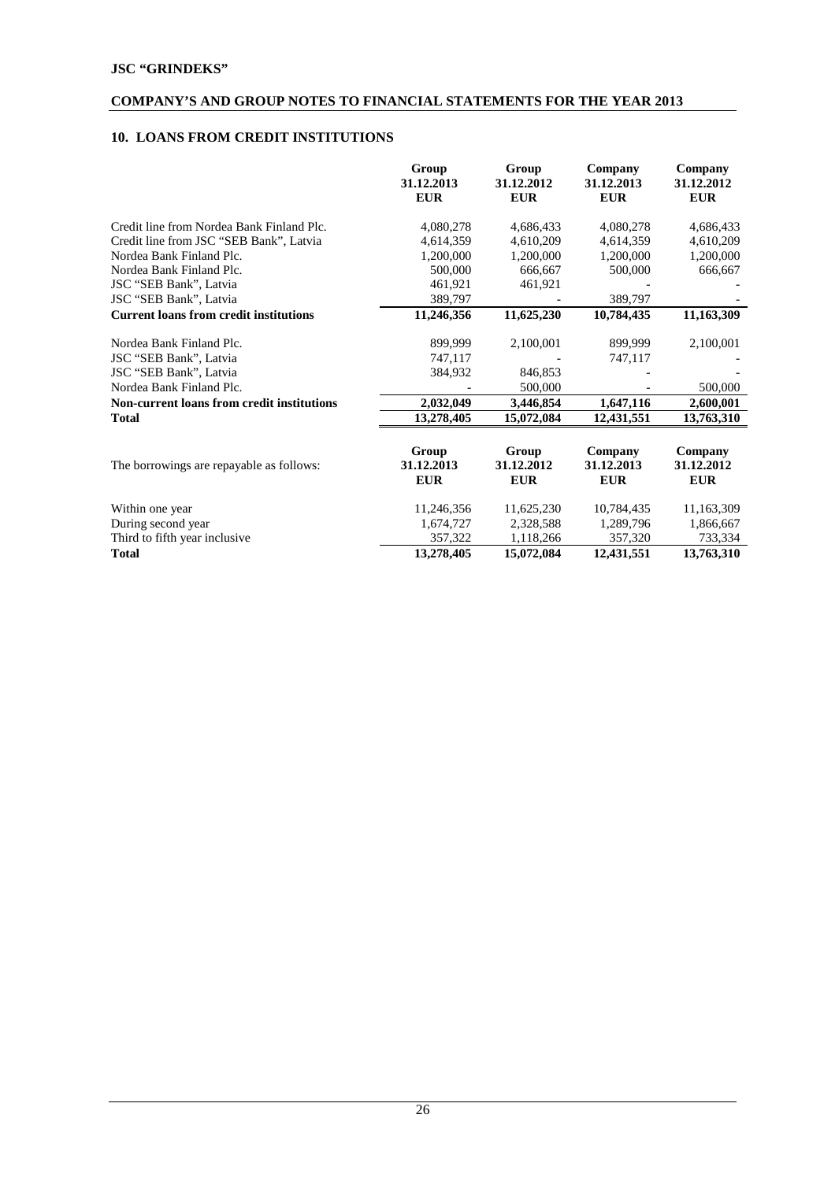## 10. LOANS FROM CREDIT INSTITUTIONS

| | Group 31.12.2013 EUR | Group 31.12.2012 EUR | Company 31.12.2013 EUR | Company 31.12.2012 EUR |
|---|---|---|---|---|
| Credit line from Nordea Bank Finland Plc. | 4,080,278 | 4,686,433 | 4,080,278 | 4,686,433 |
| Credit line from JSC "SEB Bank", Latvia | 4,614,359 | 4,610,209 | 4,614,359 | 4,610,209 |
| Nordea Bank Finland Plc. | 1,200,000 | 1,200,000 | 1,200,000 | 1,200,000 |
| Nordea Bank Finland Plc. | 500,000 | 666,667 | 500,000 | 666,667 |
| JSC "SEB Bank", Latvia | 461,921 | 461,921 | - | - |
| JSC "SEB Bank", Latvia | 389,797 | - | 389,797 | - |
| **Current loans from credit institutions** | **11,246,356** | **11,625,230** | **10,784,435** | **11,163,309** |
| Nordea Bank Finland Plc. | 899,999 | 2,100,001 | 899,999 | 2,100,001 |
| JSC "SEB Bank", Latvia | 747,117 | - | 747,117 | - |
| JSC "SEB Bank", Latvia | 384,932 | 846,853 | - | - |
| Nordea Bank Finland Plc. | - | 500,000 | - | 500,000 |
| **Non-current loans from credit institutions** | **2,032,049** | **3,446,854** | **1,647,116** | **2,600,001** |
| **Total** | **13,278,405** | **15,072,084** | **12,431,551** | **13,763,310** |

| The borrowings are repayable as follows: | Group 31.12.2013 EUR | Group 31.12.2012 EUR | Company 31.12.2013 EUR | Company 31.12.2012 EUR |
|---|---|---|---|---|
| Within one year | 11,246,356 | 11,625,230 | 10,784,435 | 11,163,309 |
| During second year | 1,674,727 | 2,328,588 | 1,289,796 | 1,866,667 |
| Third to fifth year inclusive | 357,322 | 1,118,266 | 357,320 | 733,334 |
| **Total** | **13,278,405** | **15,072,084** | **12,431,551** | **13,763,310** |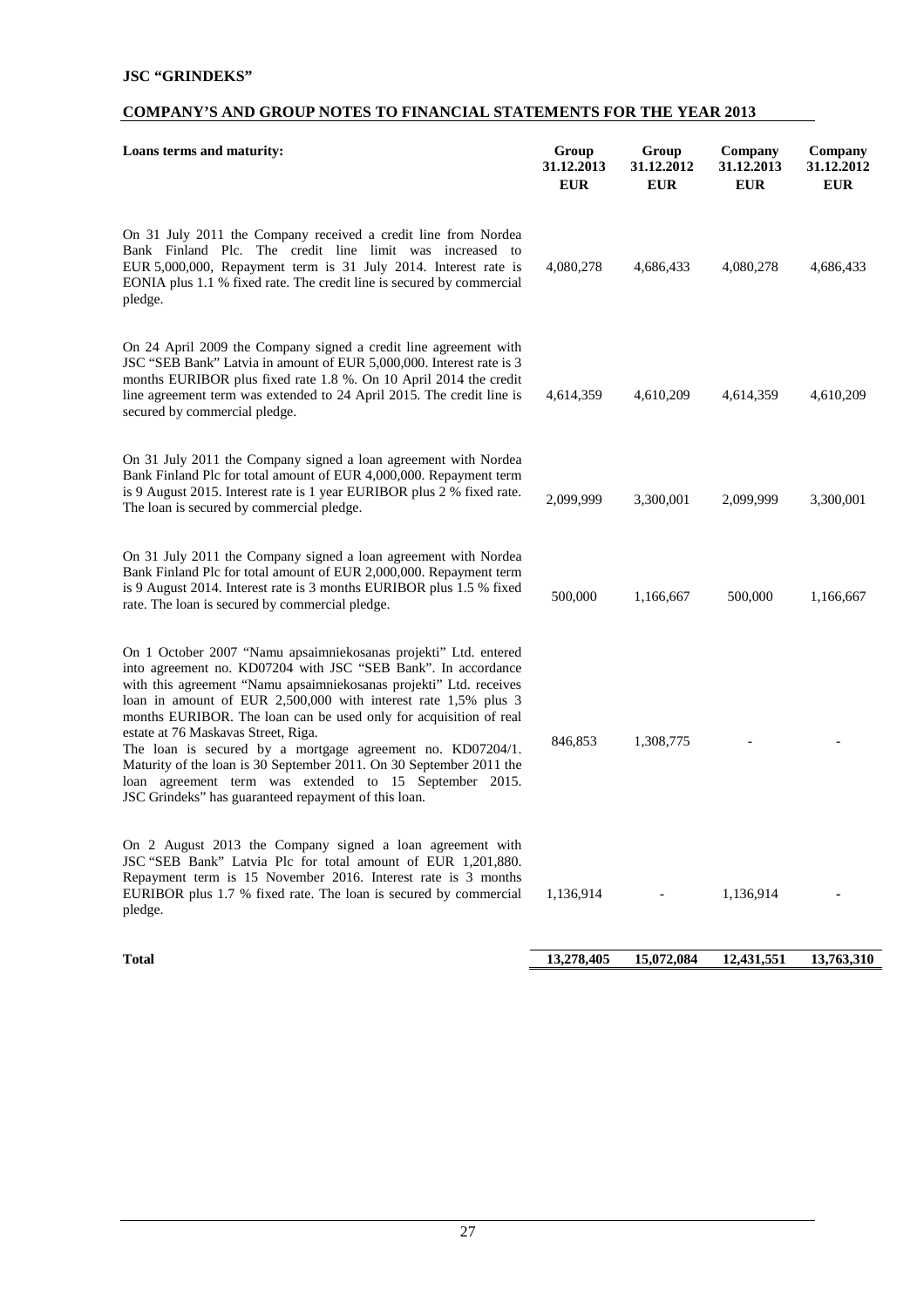| Loans terms and maturity: | Group 31.12.2013 EUR | Group 31.12.2012 EUR | Company 31.12.2013 EUR | Company 31.12.2012 EUR |
|---|---|---|---|---|
| On 31 July 2011 the Company received a credit line from Nordea Bank Finland Plc. The credit line limit was increased to EUR 5,000,000, Repayment term is 31 July 2014. Interest rate is EONIA plus 1.1 % fixed rate. The credit line is secured by commercial pledge. | 4,080,278 | 4,686,433 | 4,080,278 | 4,686,433 |
| On 24 April 2009 the Company signed a credit line agreement with JSC "SEB Bank" Latvia in amount of EUR 5,000,000. Interest rate is 3 months EURIBOR plus fixed rate 1.8 %. On 10 April 2014 the credit line agreement term was extended to 24 April 2015. The credit line is secured by commercial pledge. | 4,614,359 | 4,610,209 | 4,614,359 | 4,610,209 |
| On 31 July 2011 the Company signed a loan agreement with Nordea Bank Finland Plc for total amount of EUR 4,000,000. Repayment term is 9 August 2015. Interest rate is 1 year EURIBOR plus 2 % fixed rate. The loan is secured by commercial pledge. | 2,099,999 | 3,300,001 | 2,099,999 | 3,300,001 |
| On 31 July 2011 the Company signed a loan agreement with Nordea Bank Finland Plc for total amount of EUR 2,000,000. Repayment term is 9 August 2014. Interest rate is 3 months EURIBOR plus 1.5 % fixed rate. The loan is secured by commercial pledge. | 500,000 | 1,166,667 | 500,000 | 1,166,667 |
| On 1 October 2007 "Namu apsaimniekosanas projekti" Ltd. entered into agreement no. KD07204 with JSC "SEB Bank". In accordance with this agreement "Namu apsaimniekosanas projekti" Ltd. receives loan in amount of EUR 2,500,000 with interest rate 1,5% plus 3 months EURIBOR. The loan can be used only for acquisition of real estate at 76 Maskavas Street, Riga. The loan is secured by a mortgage agreement no. KD07204/1. Maturity of the loan is 30 September 2011. On 30 September 2011 the loan agreement term was extended to 15 September 2015. JSC Grindeks" has guaranteed repayment of this loan. | 846,853 | 1,308,775 | - | - |
| On 2 August 2013 the Company signed a loan agreement with JSC "SEB Bank" Latvia Plc for total amount of EUR 1,201,880. Repayment term is 15 November 2016. Interest rate is 3 months EURIBOR plus 1.7 % fixed rate. The loan is secured by commercial pledge. | 1,136,914 | - | 1,136,914 | - |
| **Total** | **13,278,405** | **15,072,084** | **12,431,551** | **13,763,310** |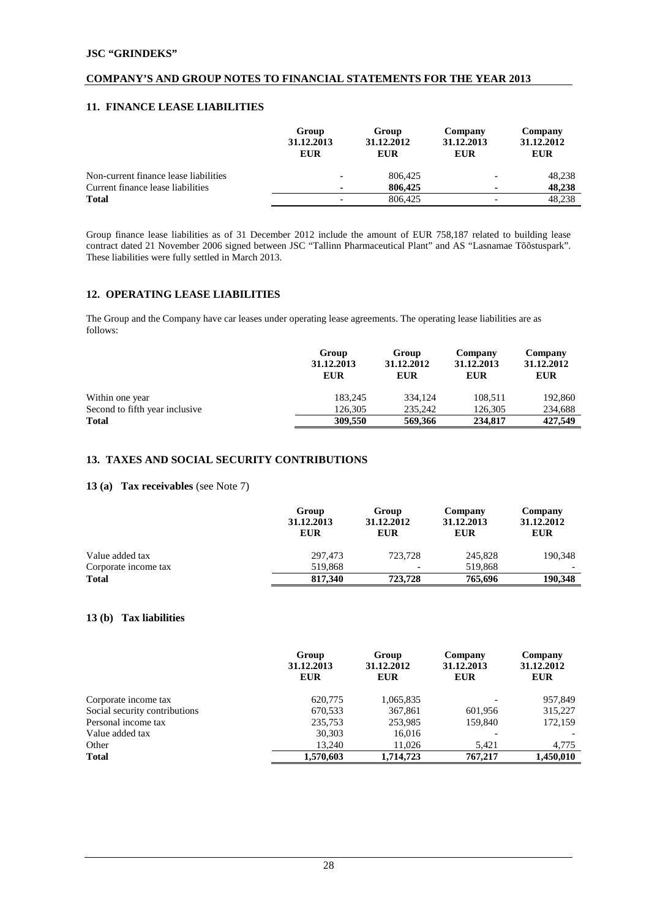## 11. FINANCE LEASE LIABILITIES

| | Group 31.12.2013 EUR | Group 31.12.2012 EUR | Company 31.12.2013 EUR | Company 31.12.2012 EUR |
|---|---|---|---|---|
| Non-current finance lease liabilities | - | 806,425 | - | 48,238 |
| Current finance lease liabilities | **-** | **806,425** | **-** | **48,238** |
| **Total** | - | 806,425 | - | 48,238 |

Group finance lease liabilities as of 31 December 2012 include the amount of EUR 758,187 related to building lease contract dated 21 November 2006 signed between JSC "Tallinn Pharmaceutical Plant" and AS "Lasnamae Tõõstuspark". These liabilities were fully settled in March 2013.

## 12. OPERATING LEASE LIABILITIES

The Group and the Company have car leases under operating lease agreements. The operating lease liabilities are as follows:

| | Group 31.12.2013 EUR | Group 31.12.2012 EUR | Company 31.12.2013 EUR | Company 31.12.2012 EUR |
|---|---|---|---|---|
| Within one year | 183,245 | 334,124 | 108,511 | 192,860 |
| Second to fifth year inclusive | 126,305 | 235,242 | 126,305 | 234,688 |
| **Total** | **309,550** | **569,366** | **234,817** | **427,549** |

## 13. TAXES AND SOCIAL SECURITY CONTRIBUTIONS

### 13 (a) Tax receivables (see Note 7)

| | Group 31.12.2013 EUR | Group 31.12.2012 EUR | Company 31.12.2013 EUR | Company 31.12.2012 EUR |
|---|---|---|---|---|
| Value added tax | 297,473 | 723,728 | 245,828 | 190,348 |
| Corporate income tax | 519,868 | - | 519,868 | - |
| **Total** | **817,340** | **723,728** | **765,696** | **190,348** |

### 13 (b) Tax liabilities

| | Group 31.12.2013 EUR | Group 31.12.2012 EUR | Company 31.12.2013 EUR | Company 31.12.2012 EUR |
|---|---|---|---|---|
| Corporate income tax | 620,775 | 1,065,835 | - | 957,849 |
| Social security contributions | 670,533 | 367,861 | 601,956 | 315,227 |
| Personal income tax | 235,753 | 253,985 | 159,840 | 172,159 |
| Value added tax | 30,303 | 16,016 | - | - |
| Other | 13,240 | 11,026 | 5,421 | 4,775 |
| **Total** | **1,570,603** | **1,714,723** | **767,217** | **1,450,010** |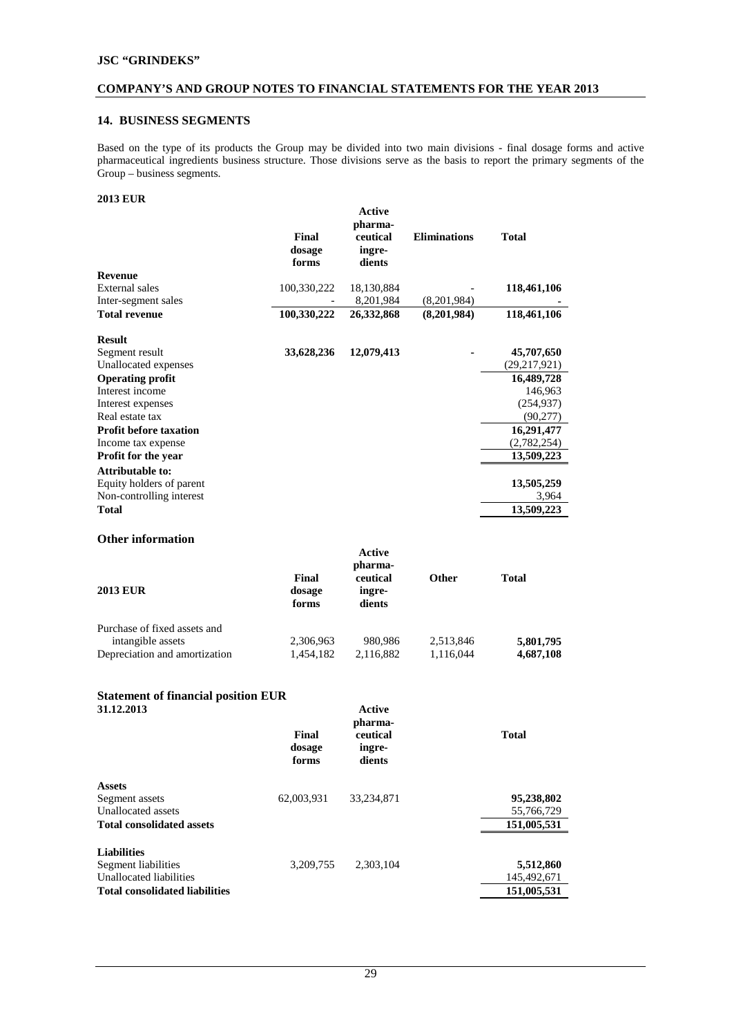## 14. BUSINESS SEGMENTS

Based on the type of its products the Group may be divided into two main divisions - final dosage forms and active pharmaceutical ingredients business structure. Those divisions serve as the basis to report the primary segments of the Group – business segments.

**2013 EUR**

| | Final dosage forms | Active pharma-ceutical ingre-dients | Eliminations | Total |
|---|---|---|---|---|
| **Revenue** | | | | |
| External sales | 100,330,222 | 18,130,884 | - | **118,461,106** |
| Inter-segment sales | - | 8,201,984 | (8,201,984) | **-** |
| **Total revenue** | **100,330,222** | **26,332,868** | **(8,201,984)** | **118,461,106** |
| **Result** | | | | |
| Segment result | **33,628,236** | **12,079,413** | **-** | **45,707,650** |
| Unallocated expenses | | | | (29,217,921) |
| **Operating profit** | | | | **16,489,728** |
| Interest income | | | | 146,963 |
| Interest expenses | | | | (254,937) |
| Real estate tax | | | | (90,277) |
| **Profit before taxation** | | | | **16,291,477** |
| Income tax expense | | | | (2,782,254) |
| **Profit for the year** | | | | **13,509,223** |
| **Attributable to:** | | | | |
| Equity holders of parent | | | | **13,505,259** |
| Non-controlling interest | | | | 3,964 |
| **Total** | | | | **13,509,223** |

### Other information

| 2013 EUR | Final dosage forms | Active pharma-ceutical ingre-dients | Other | Total |
|---|---|---|---|---|
| Purchase of fixed assets and intangible assets | 2,306,963 | 980,986 | 2,513,846 | **5,801,795** |
| Depreciation and amortization | 1,454,182 | 2,116,882 | 1,116,044 | **4,687,108** |

### Statement of financial position EUR

| 31.12.2013 | Final dosage forms | Active pharma-ceutical ingre-dients | Total |
|---|---|---|---|
| **Assets** | | | |
| Segment assets | 62,003,931 | 33,234,871 | **95,238,802** |
| Unallocated assets | | | 55,766,729 |
| **Total consolidated assets** | | | **151,005,531** |
| **Liabilities** | | | |
| Segment liabilities | 3,209,755 | 2,303,104 | **5,512,860** |
| Unallocated liabilities | | | 145,492,671 |
| **Total consolidated liabilities** | | | **151,005,531** |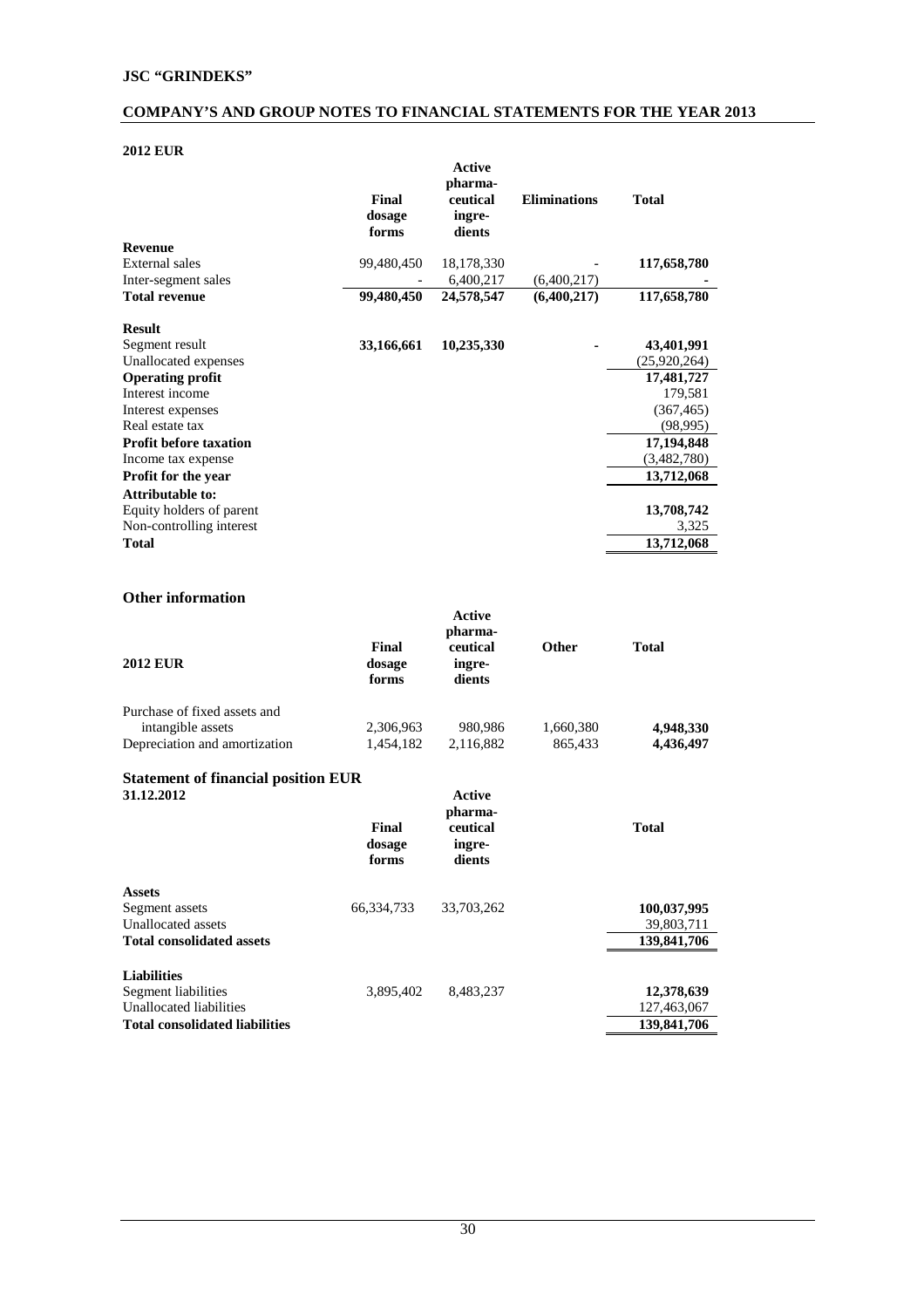**2012 EUR**

| | Final dosage forms | Active pharma-ceutical ingre-dients | Eliminations | Total |
|---|---|---|---|---|
| **Revenue** | | | | |
| External sales | 99,480,450 | 18,178,330 | - | **117,658,780** |
| Inter-segment sales | - | 6,400,217 | (6,400,217) | - |
| **Total revenue** | **99,480,450** | **24,578,547** | **(6,400,217)** | **117,658,780** |
| **Result** | | | | |
| Segment result | **33,166,661** | **10,235,330** | - | **43,401,991** |
| Unallocated expenses | | | | (25,920,264) |
| **Operating profit** | | | | **17,481,727** |
| Interest income | | | | 179,581 |
| Interest expenses | | | | (367,465) |
| Real estate tax | | | | (98,995) |
| **Profit before taxation** | | | | **17,194,848** |
| Income tax expense | | | | (3,482,780) |
| **Profit for the year** | | | | **13,712,068** |
| **Attributable to:** | | | | |
| Equity holders of parent | | | | **13,708,742** |
| Non-controlling interest | | | | 3,325 |
| **Total** | | | | **13,712,068** |

## Other information

| 2012 EUR | Final dosage forms | Active pharma-ceutical ingre-dients | Other | Total |
|---|---|---|---|---|
| Purchase of fixed assets and intangible assets | 2,306,963 | 980,986 | 1,660,380 | **4,948,330** |
| Depreciation and amortization | 1,454,182 | 2,116,882 | 865,433 | **4,436,497** |

## Statement of financial position EUR

| 31.12.2012 | Final dosage forms | Active pharma-ceutical ingre-dients | Total |
|---|---|---|---|
| **Assets** | | | |
| Segment assets | 66,334,733 | 33,703,262 | **100,037,995** |
| Unallocated assets | | | 39,803,711 |
| **Total consolidated assets** | | | **139,841,706** |
| **Liabilities** | | | |
| Segment liabilities | 3,895,402 | 8,483,237 | **12,378,639** |
| Unallocated liabilities | | | 127,463,067 |
| **Total consolidated liabilities** | | | **139,841,706** |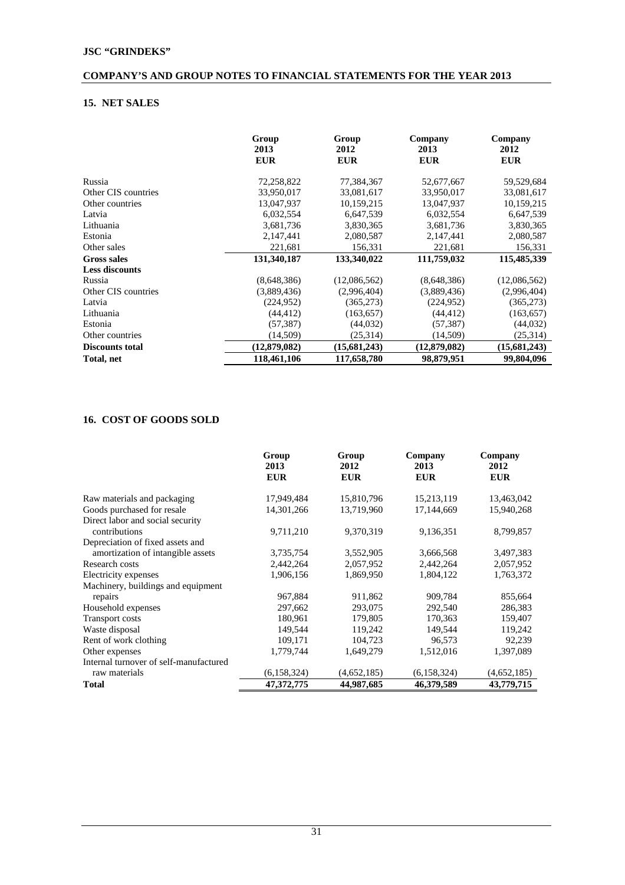## 15. NET SALES

| | Group 2013 EUR | Group 2012 EUR | Company 2013 EUR | Company 2012 EUR |
|---|---|---|---|---|
| Russia | 72,258,822 | 77,384,367 | 52,677,667 | 59,529,684 |
| Other CIS countries | 33,950,017 | 33,081,617 | 33,950,017 | 33,081,617 |
| Other countries | 13,047,937 | 10,159,215 | 13,047,937 | 10,159,215 |
| Latvia | 6,032,554 | 6,647,539 | 6,032,554 | 6,647,539 |
| Lithuania | 3,681,736 | 3,830,365 | 3,681,736 | 3,830,365 |
| Estonia | 2,147,441 | 2,080,587 | 2,147,441 | 2,080,587 |
| Other sales | 221,681 | 156,331 | 221,681 | 156,331 |
| **Gross sales** | **131,340,187** | **133,340,022** | **111,759,032** | **115,485,339** |
| **Less discounts** | | | | |
| Russia | (8,648,386) | (12,086,562) | (8,648,386) | (12,086,562) |
| Other CIS countries | (3,889,436) | (2,996,404) | (3,889,436) | (2,996,404) |
| Latvia | (224,952) | (365,273) | (224,952) | (365,273) |
| Lithuania | (44,412) | (163,657) | (44,412) | (163,657) |
| Estonia | (57,387) | (44,032) | (57,387) | (44,032) |
| Other countries | (14,509) | (25,314) | (14,509) | (25,314) |
| **Discounts total** | **(12,879,082)** | **(15,681,243)** | **(12,879,082)** | **(15,681,243)** |
| **Total, net** | **118,461,106** | **117,658,780** | **98,879,951** | **99,804,096** |

## 16. COST OF GOODS SOLD

| | Group 2013 EUR | Group 2012 EUR | Company 2013 EUR | Company 2012 EUR |
|---|---|---|---|---|
| Raw materials and packaging | 17,949,484 | 15,810,796 | 15,213,119 | 13,463,042 |
| Goods purchased for resale | 14,301,266 | 13,719,960 | 17,144,669 | 15,940,268 |
| Direct labor and social security contributions | 9,711,210 | 9,370,319 | 9,136,351 | 8,799,857 |
| Depreciation of fixed assets and amortization of intangible assets | 3,735,754 | 3,552,905 | 3,666,568 | 3,497,383 |
| Research costs | 2,442,264 | 2,057,952 | 2,442,264 | 2,057,952 |
| Electricity expenses | 1,906,156 | 1,869,950 | 1,804,122 | 1,763,372 |
| Machinery, buildings and equipment repairs | 967,884 | 911,862 | 909,784 | 855,664 |
| Household expenses | 297,662 | 293,075 | 292,540 | 286,383 |
| Transport costs | 180,961 | 179,805 | 170,363 | 159,407 |
| Waste disposal | 149,544 | 119,242 | 149,544 | 119,242 |
| Rent of work clothing | 109,171 | 104,723 | 96,573 | 92,239 |
| Other expenses | 1,779,744 | 1,649,279 | 1,512,016 | 1,397,089 |
| Internal turnover of self-manufactured raw materials | (6,158,324) | (4,652,185) | (6,158,324) | (4,652,185) |
| **Total** | **47,372,775** | **44,987,685** | **46,379,589** | **43,779,715** |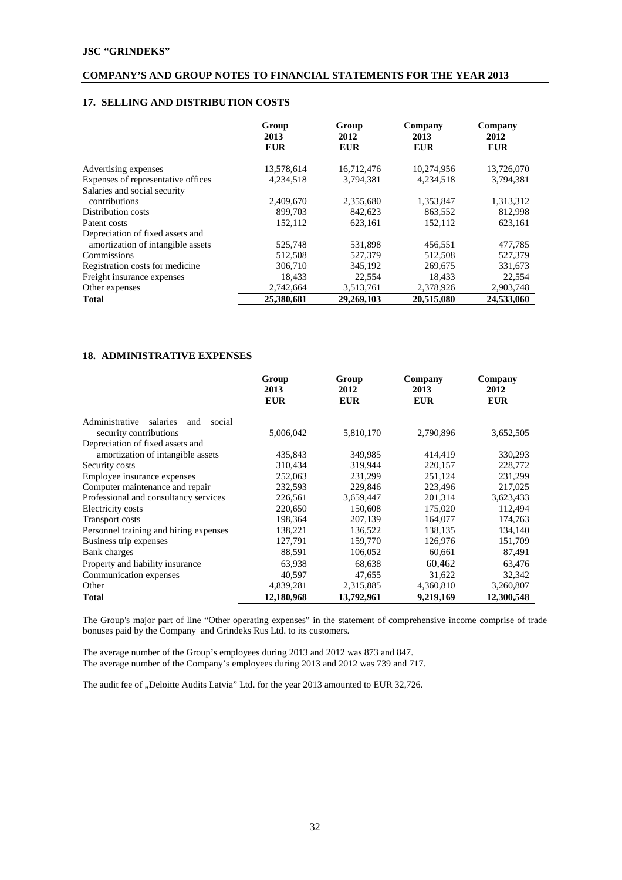## 17. SELLING AND DISTRIBUTION COSTS

| | Group 2013 EUR | Group 2012 EUR | Company 2013 EUR | Company 2012 EUR |
|---|---|---|---|---|
| Advertising expenses | 13,578,614 | 16,712,476 | 10,274,956 | 13,726,070 |
| Expenses of representative offices | 4,234,518 | 3,794,381 | 4,234,518 | 3,794,381 |
| Salaries and social security contributions | 2,409,670 | 2,355,680 | 1,353,847 | 1,313,312 |
| Distribution costs | 899,703 | 842,623 | 863,552 | 812,998 |
| Patent costs | 152,112 | 623,161 | 152,112 | 623,161 |
| Depreciation of fixed assets and amortization of intangible assets | 525,748 | 531,898 | 456,551 | 477,785 |
| Commissions | 512,508 | 527,379 | 512,508 | 527,379 |
| Registration costs for medicine | 306,710 | 345,192 | 269,675 | 331,673 |
| Freight insurance expenses | 18,433 | 22,554 | 18,433 | 22,554 |
| Other expenses | 2,742,664 | 3,513,761 | 2,378,926 | 2,903,748 |
| **Total** | **25,380,681** | **29,269,103** | **20,515,080** | **24,533,060** |

## 18. ADMINISTRATIVE EXPENSES

| | Group 2013 EUR | Group 2012 EUR | Company 2013 EUR | Company 2012 EUR |
|---|---|---|---|---|
| Administrative salaries and social security contributions | 5,006,042 | 5,810,170 | 2,790,896 | 3,652,505 |
| Depreciation of fixed assets and amortization of intangible assets | 435,843 | 349,985 | 414,419 | 330,293 |
| Security costs | 310,434 | 319,944 | 220,157 | 228,772 |
| Employee insurance expenses | 252,063 | 231,299 | 251,124 | 231,299 |
| Computer maintenance and repair | 232,593 | 229,846 | 223,496 | 217,025 |
| Professional and consultancy services | 226,561 | 3,659,447 | 201,314 | 3,623,433 |
| Electricity costs | 220,650 | 150,608 | 175,020 | 112,494 |
| Transport costs | 198,364 | 207,139 | 164,077 | 174,763 |
| Personnel training and hiring expenses | 138,221 | 136,522 | 138,135 | 134,140 |
| Business trip expenses | 127,791 | 159,770 | 126,976 | 151,709 |
| Bank charges | 88,591 | 106,052 | 60,661 | 87,491 |
| Property and liability insurance | 63,938 | 68,638 | 60,462 | 63,476 |
| Communication expenses | 40,597 | 47,655 | 31,622 | 32,342 |
| Other | 4,839,281 | 2,315,885 | 4,360,810 | 3,260,807 |
| **Total** | **12,180,968** | **13,792,961** | **9,219,169** | **12,300,548** |

The Group's major part of line "Other operating expenses" in the statement of comprehensive income comprise of trade bonuses paid by the Company and Grindeks Rus Ltd. to its customers.

The average number of the Group's employees during 2013 and 2012 was 873 and 847.
The average number of the Company's employees during 2013 and 2012 was 739 and 717.

The audit fee of „Deloitte Audits Latvia" Ltd. for the year 2013 amounted to EUR 32,726.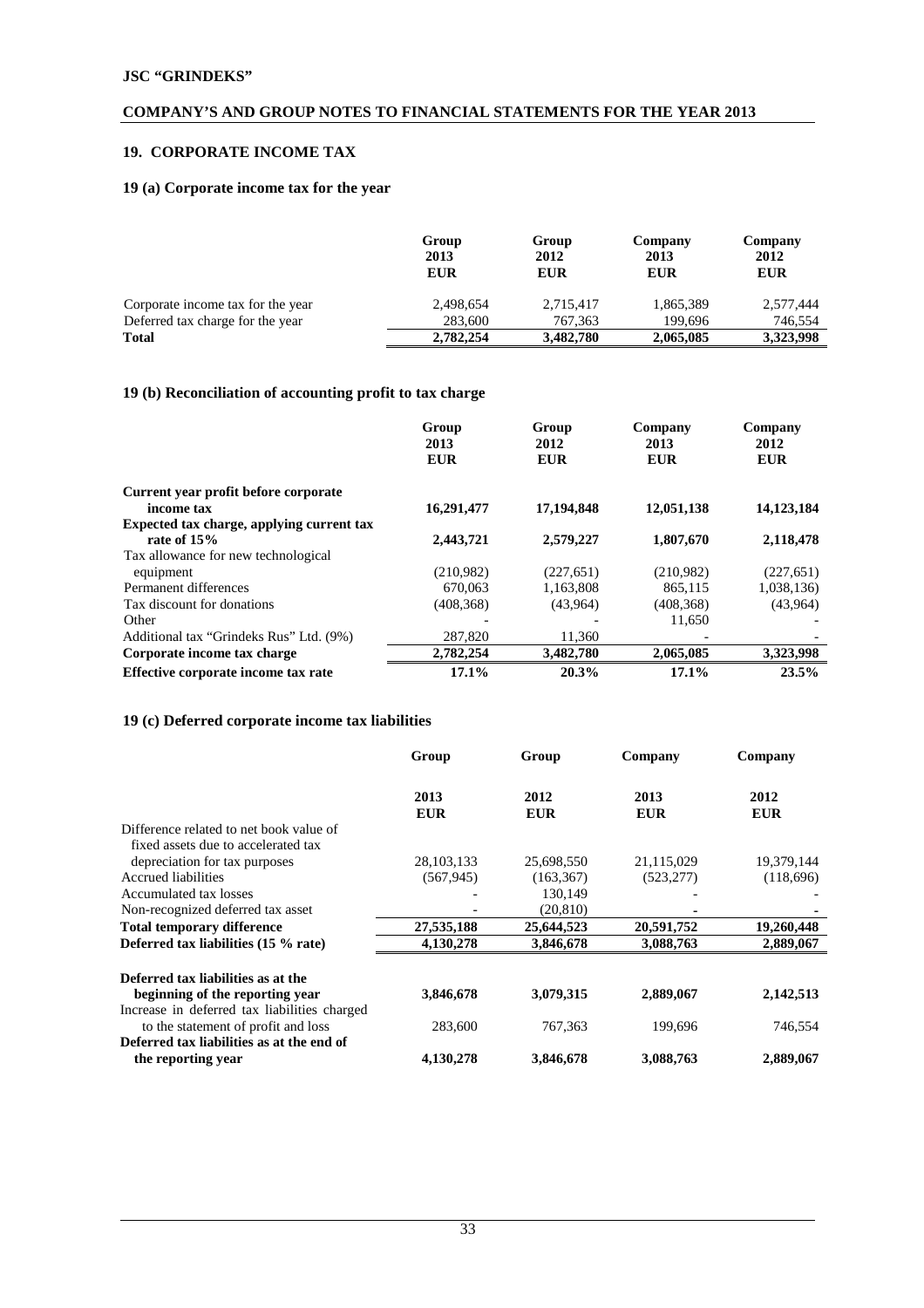## 19. CORPORATE INCOME TAX

### 19 (a) Corporate income tax for the year

| | Group 2013 EUR | Group 2012 EUR | Company 2013 EUR | Company 2012 EUR |
|---|---|---|---|---|
| Corporate income tax for the year | 2,498,654 | 2,715,417 | 1,865,389 | 2,577,444 |
| Deferred tax charge for the year | 283,600 | 767,363 | 199,696 | 746,554 |
| **Total** | **2,782,254** | **3,482,780** | **2,065,085** | **3,323,998** |

### 19 (b) Reconciliation of accounting profit to tax charge

| | Group 2013 EUR | Group 2012 EUR | Company 2013 EUR | Company 2012 EUR |
|---|---|---|---|---|
| **Current year profit before corporate income tax** | **16,291,477** | **17,194,848** | **12,051,138** | **14,123,184** |
| **Expected tax charge, applying current tax rate of 15%** | **2,443,721** | **2,579,227** | **1,807,670** | **2,118,478** |
| Tax allowance for new technological equipment | (210,982) | (227,651) | (210,982) | (227,651) |
| Permanent differences | 670,063 | 1,163,808 | 865,115 | 1,038,136) |
| Tax discount for donations | (408,368) | (43,964) | (408,368) | (43,964) |
| Other | - | - | 11,650 | - |
| Additional tax "Grindeks Rus" Ltd. (9%) | 287,820 | 11,360 | - | - |
| **Corporate income tax charge** | **2,782,254** | **3,482,780** | **2,065,085** | **3,323,998** |
| **Effective corporate income tax rate** | **17.1%** | **20.3%** | **17.1%** | **23.5%** |

### 19 (c) Deferred corporate income tax liabilities

| | Group 2013 EUR | Group 2012 EUR | Company 2013 EUR | Company 2012 EUR |
|---|---|---|---|---|
| Difference related to net book value of fixed assets due to accelerated tax depreciation for tax purposes | 28,103,133 | 25,698,550 | 21,115,029 | 19,379,144 |
| Accrued liabilities | (567,945) | (163,367) | (523,277) | (118,696) |
| Accumulated tax losses | - | 130,149 | - | - |
| Non-recognized deferred tax asset | - | (20,810) | - | - |
| **Total temporary difference** | **27,535,188** | **25,644,523** | **20,591,752** | **19,260,448** |
| **Deferred tax liabilities (15 % rate)** | **4,130,278** | **3,846,678** | **3,088,763** | **2,889,067** |
| **Deferred tax liabilities as at the beginning of the reporting year** | **3,846,678** | **3,079,315** | **2,889,067** | **2,142,513** |
| Increase in deferred tax liabilities charged to the statement of profit and loss | 283,600 | 767,363 | 199,696 | 746,554 |
| **Deferred tax liabilities as at the end of the reporting year** | **4,130,278** | **3,846,678** | **3,088,763** | **2,889,067** |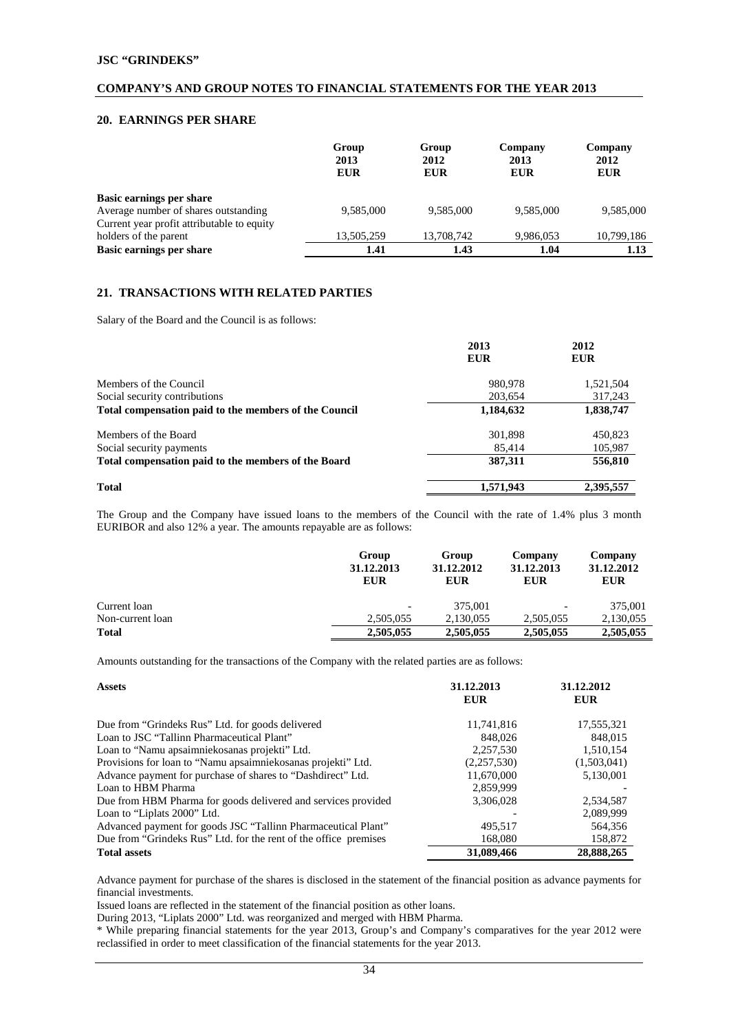## 20. EARNINGS PER SHARE

| | Group 2013 EUR | Group 2012 EUR | Company 2013 EUR | Company 2012 EUR |
|---|---|---|---|---|
| **Basic earnings per share** | | | | |
| Average number of shares outstanding | 9,585,000 | 9,585,000 | 9,585,000 | 9,585,000 |
| Current year profit attributable to equity holders of the parent | 13,505,259 | 13,708,742 | 9,986,053 | 10,799,186 |
| **Basic earnings per share** | **1.41** | **1.43** | **1.04** | **1.13** |

## 21. TRANSACTIONS WITH RELATED PARTIES

Salary of the Board and the Council is as follows:

| | 2013 EUR | 2012 EUR |
|---|---|---|
| Members of the Council | 980,978 | 1,521,504 |
| Social security contributions | 203,654 | 317,243 |
| **Total compensation paid to the members of the Council** | **1,184,632** | **1,838,747** |
| Members of the Board | 301,898 | 450,823 |
| Social security payments | 85,414 | 105,987 |
| **Total compensation paid to the members of the Board** | **387,311** | **556,810** |
| **Total** | **1,571,943** | **2,395,557** |

The Group and the Company have issued loans to the members of the Council with the rate of 1.4% plus 3 month EURIBOR and also 12% a year. The amounts repayable are as follows:

| | Group 31.12.2013 EUR | Group 31.12.2012 EUR | Company 31.12.2013 EUR | Company 31.12.2012 EUR |
|---|---|---|---|---|
| Current loan | - | 375,001 | - | 375,001 |
| Non-current loan | 2,505,055 | 2,130,055 | 2,505,055 | 2,130,055 |
| **Total** | **2,505,055** | **2,505,055** | **2,505,055** | **2,505,055** |

Amounts outstanding for the transactions of the Company with the related parties are as follows:

| **Assets** | 31.12.2013 EUR | 31.12.2012 EUR |
|---|---|---|
| Due from "Grindeks Rus" Ltd. for goods delivered | 11,741,816 | 17,555,321 |
| Loan to JSC "Tallinn Pharmaceutical Plant" | 848,026 | 848,015 |
| Loan to "Namu apsaimniekosanas projekti" Ltd. | 2,257,530 | 1,510,154 |
| Provisions for loan to "Namu apsaimniekosanas projekti" Ltd. | (2,257,530) | (1,503,041) |
| Advance payment for purchase of shares to "Dashdirect" Ltd. | 11,670,000 | 5,130,001 |
| Loan to HBM Pharma | 2,859,999 | - |
| Due from HBM Pharma for goods delivered and services provided | 3,306,028 | 2,534,587 |
| Loan to "Liplats 2000" Ltd. | - | 2,089,999 |
| Advanced payment for goods JSC "Tallinn Pharmaceutical Plant" | 495,517 | 564,356 |
| Due from "Grindeks Rus" Ltd. for the rent of the office premises | 168,080 | 158,872 |
| **Total assets** | **31,089,466** | **28,888,265** |

Advance payment for purchase of the shares is disclosed in the statement of the financial position as advance payments for financial investments.

Issued loans are reflected in the statement of the financial position as other loans.

During 2013, "Liplats 2000" Ltd. was reorganized and merged with HBM Pharma.

* While preparing financial statements for the year 2013, Group's and Company's comparatives for the year 2012 were reclassified in order to meet classification of the financial statements for the year 2013.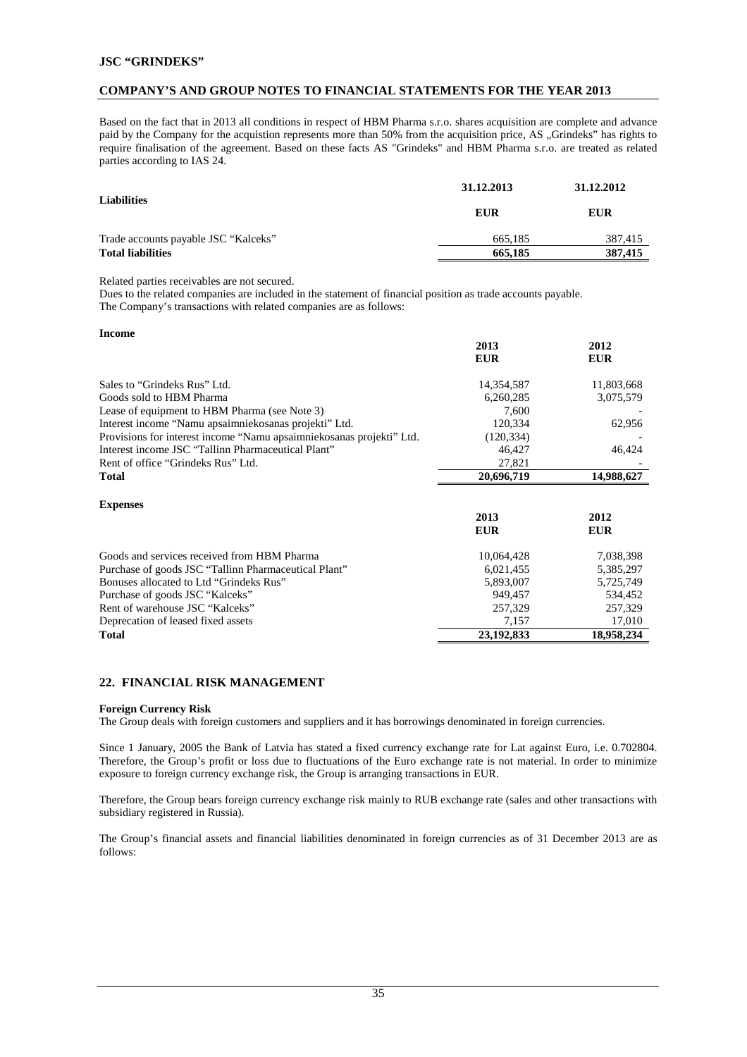Based on the fact that in 2013 all conditions in respect of HBM Pharma s.r.o. shares acquisition are complete and advance paid by the Company for the acquistion represents more than 50% from the acquisition price, AS „Grindeks" has rights to require finalisation of the agreement. Based on these facts AS "Grindeks" and HBM Pharma s.r.o. are treated as related parties according to IAS 24.

| Liabilities | 31.12.2013 | 31.12.2012 |
|---|---|---|
| | EUR | EUR |
| Trade accounts payable JSC "Kalceks" | 665,185 | 387,415 |
| **Total liabilities** | **665,185** | **387,415** |

Related parties receivables are not secured.
Dues to the related companies are included in the statement of financial position as trade accounts payable.
The Company's transactions with related companies are as follows:

**Income**

| | 2013 | 2012 |
|---|---|---|
| | EUR | EUR |
| Sales to "Grindeks Rus" Ltd. | 14,354,587 | 11,803,668 |
| Goods sold to HBM Pharma | 6,260,285 | 3,075,579 |
| Lease of equipment to HBM Pharma (see Note 3) | 7,600 | - |
| Interest income "Namu apsaimniekosanas projekti" Ltd. | 120,334 | 62,956 |
| Provisions for interest income "Namu apsaimniekosanas projekti" Ltd. | (120,334) | - |
| Interest income JSC "Tallinn Pharmaceutical Plant" | 46,427 | 46,424 |
| Rent of office "Grindeks Rus" Ltd. | 27,821 | - |
| **Total** | **20,696,719** | **14,988,627** |

**Expenses**

| | 2013 | 2012 |
|---|---|---|
| | EUR | EUR |
| Goods and services received from HBM Pharma | 10,064,428 | 7,038,398 |
| Purchase of goods JSC "Tallinn Pharmaceutical Plant" | 6,021,455 | 5,385,297 |
| Bonuses allocated to Ltd "Grindeks Rus" | 5,893,007 | 5,725,749 |
| Purchase of goods JSC "Kalceks" | 949,457 | 534,452 |
| Rent of warehouse JSC "Kalceks" | 257,329 | 257,329 |
| Deprecation of leased fixed assets | 7,157 | 17,010 |
| **Total** | **23,192,833** | **18,958,234** |

## 22. FINANCIAL RISK MANAGEMENT

**Foreign Currency Risk**

The Group deals with foreign customers and suppliers and it has borrowings denominated in foreign currencies.

Since 1 January, 2005 the Bank of Latvia has stated a fixed currency exchange rate for Lat against Euro, i.e. 0.702804. Therefore, the Group's profit or loss due to fluctuations of the Euro exchange rate is not material. In order to minimize exposure to foreign currency exchange risk, the Group is arranging transactions in EUR.

Therefore, the Group bears foreign currency exchange risk mainly to RUB exchange rate (sales and other transactions with subsidiary registered in Russia).

The Group's financial assets and financial liabilities denominated in foreign currencies as of 31 December 2013 are as follows: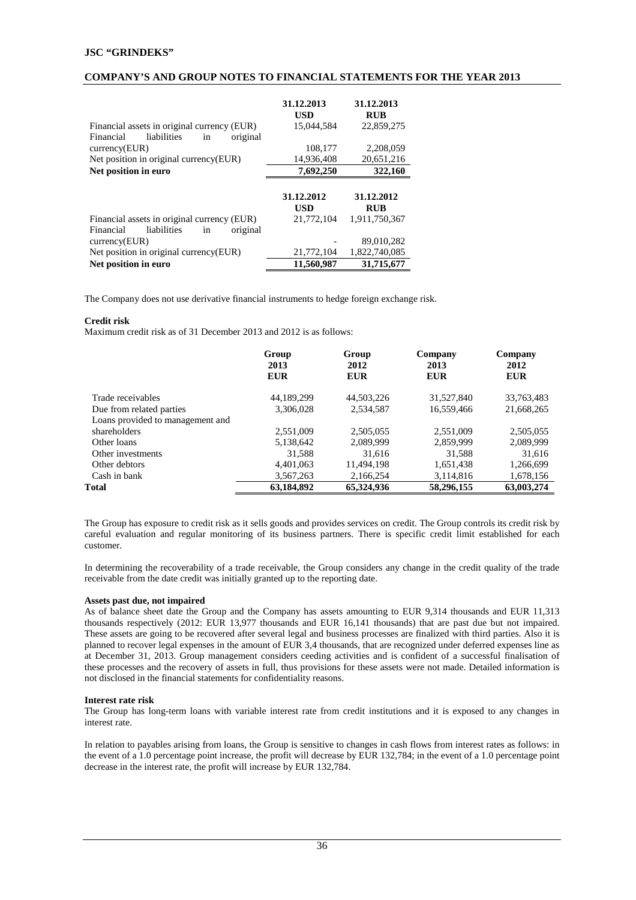|  | 31.12.2013 USD | 31.12.2013 RUB |
|---|---|---|
| Financial assets in original currency (EUR) | 15,044,584 | 22,859,275 |
| Financial liabilities in original currency(EUR) | 108,177 | 2,208,059 |
| Net position in original currency(EUR) | 14,936,408 | 20,651,216 |
| **Net position in euro** | **7,692,250** | **322,160** |

|  | 31.12.2012 USD | 31.12.2012 RUB |
|---|---|---|
| Financial assets in original currency (EUR) | 21,772,104 | 1,911,750,367 |
| Financial liabilities in original currency(EUR) | - | 89,010,282 |
| Net position in original currency(EUR) | 21,772,104 | 1,822,740,085 |
| **Net position in euro** | **11,560,987** | **31,715,677** |

The Company does not use derivative financial instruments to hedge foreign exchange risk.

**Credit risk**

Maximum credit risk as of 31 December 2013 and 2012 is as follows:

|  | Group 2013 EUR | Group 2012 EUR | Company 2013 EUR | Company 2012 EUR |
|---|---|---|---|---|
| Trade receivables | 44,189,299 | 44,503,226 | 31,527,840 | 33,763,483 |
| Due from related parties | 3,306,028 | 2,534,587 | 16,559,466 | 21,668,265 |
| Loans provided to management and shareholders | 2,551,009 | 2,505,055 | 2,551,009 | 2,505,055 |
| Other loans | 5,138,642 | 2,089,999 | 2,859,999 | 2,089,999 |
| Other investments | 31,588 | 31,616 | 31,588 | 31,616 |
| Other debtors | 4,401,063 | 11,494,198 | 1,651,438 | 1,266,699 |
| Cash in bank | 3,567,263 | 2,166,254 | 3,114,816 | 1,678,156 |
| **Total** | **63,184,892** | **65,324,936** | **58,296,155** | **63,003,274** |

The Group has exposure to credit risk as it sells goods and provides services on credit. The Group controls its credit risk by careful evaluation and regular monitoring of its business partners. There is specific credit limit established for each customer.

In determining the recoverability of a trade receivable, the Group considers any change in the credit quality of the trade receivable from the date credit was initially granted up to the reporting date.

**Assets past due, not impaired**

As of balance sheet date the Group and the Company has assets amounting to EUR 9,314 thousands and EUR 11,313 thousands respectively (2012: EUR 13,977 thousands and EUR 16,141 thousands) that are past due but not impaired. These assets are going to be recovered after several legal and business processes are finalized with third parties. Also it is planned to recover legal expenses in the amount of EUR 3,4 thousands, that are recognized under deferred expenses line as at December 31, 2013. Group management considers ceeding activities and is confident of a successful finalisation of these processes and the recovery of assets in full, thus provisions for these assets were not made. Detailed information is not disclosed in the financial statements for confidentiality reasons.

**Interest rate risk**

The Group has long-term loans with variable interest rate from credit institutions and it is exposed to any changes in interest rate.

In relation to payables arising from loans, the Group is sensitive to changes in cash flows from interest rates as follows: in the event of a 1.0 percentage point increase, the profit will decrease by EUR 132,784; in the event of a 1.0 percentage point decrease in the interest rate, the profit will increase by EUR 132,784.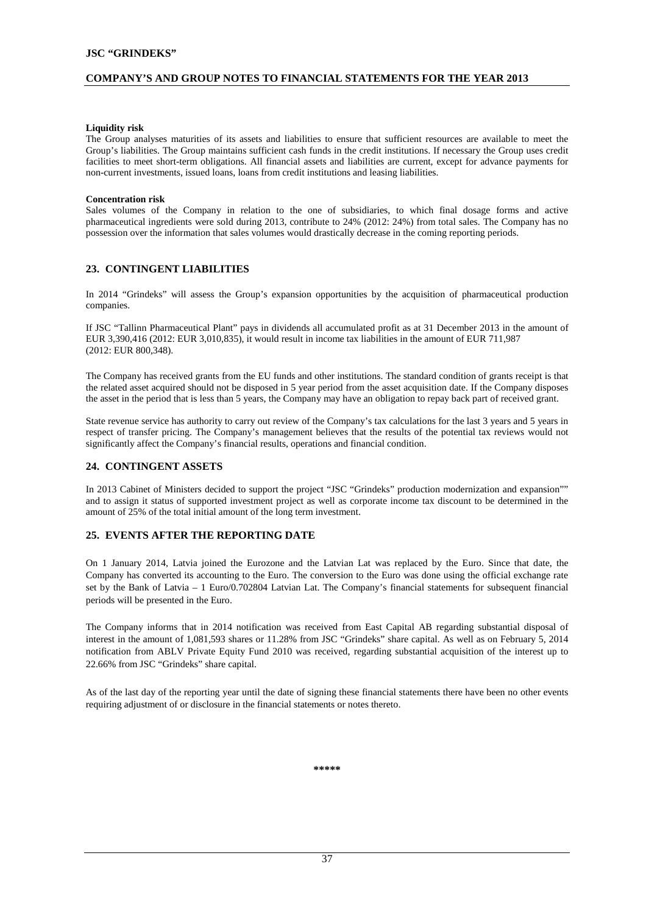**Liquidity risk**

The Group analyses maturities of its assets and liabilities to ensure that sufficient resources are available to meet the Group's liabilities. The Group maintains sufficient cash funds in the credit institutions. If necessary the Group uses credit facilities to meet short-term obligations. All financial assets and liabilities are current, except for advance payments for non-current investments, issued loans, loans from credit institutions and leasing liabilities.

**Concentration risk**

Sales volumes of the Company in relation to the one of subsidiaries, to which final dosage forms and active pharmaceutical ingredients were sold during 2013, contribute to 24% (2012: 24%) from total sales. The Company has no possession over the information that sales volumes would drastically decrease in the coming reporting periods.

## 23. CONTINGENT LIABILITIES

In 2014 "Grindeks" will assess the Group's expansion opportunities by the acquisition of pharmaceutical production companies.

If JSC "Tallinn Pharmaceutical Plant" pays in dividends all accumulated profit as at 31 December 2013 in the amount of EUR 3,390,416 (2012: EUR 3,010,835), it would result in income tax liabilities in the amount of EUR 711,987 (2012: EUR 800,348).

The Company has received grants from the EU funds and other institutions. The standard condition of grants receipt is that the related asset acquired should not be disposed in 5 year period from the asset acquisition date. If the Company disposes the asset in the period that is less than 5 years, the Company may have an obligation to repay back part of received grant.

State revenue service has authority to carry out review of the Company's tax calculations for the last 3 years and 5 years in respect of transfer pricing. The Company's management believes that the results of the potential tax reviews would not significantly affect the Company's financial results, operations and financial condition.

## 24. CONTINGENT ASSETS

In 2013 Cabinet of Ministers decided to support the project "JSC "Grindeks" production modernization and expansion"" and to assign it status of supported investment project as well as corporate income tax discount to be determined in the amount of 25% of the total initial amount of the long term investment.

## 25. EVENTS AFTER THE REPORTING DATE

On 1 January 2014, Latvia joined the Eurozone and the Latvian Lat was replaced by the Euro. Since that date, the Company has converted its accounting to the Euro. The conversion to the Euro was done using the official exchange rate set by the Bank of Latvia – 1 Euro/0.702804 Latvian Lat. The Company's financial statements for subsequent financial periods will be presented in the Euro.

The Company informs that in 2014 notification was received from East Capital AB regarding substantial disposal of interest in the amount of 1,081,593 shares or 11.28% from JSC "Grindeks" share capital. As well as on February 5, 2014 notification from ABLV Private Equity Fund 2010 was received, regarding substantial acquisition of the interest up to 22.66% from JSC "Grindeks" share capital.

As of the last day of the reporting year until the date of signing these financial statements there have been no other events requiring adjustment of or disclosure in the financial statements or notes thereto.

**\*\*\*\*\***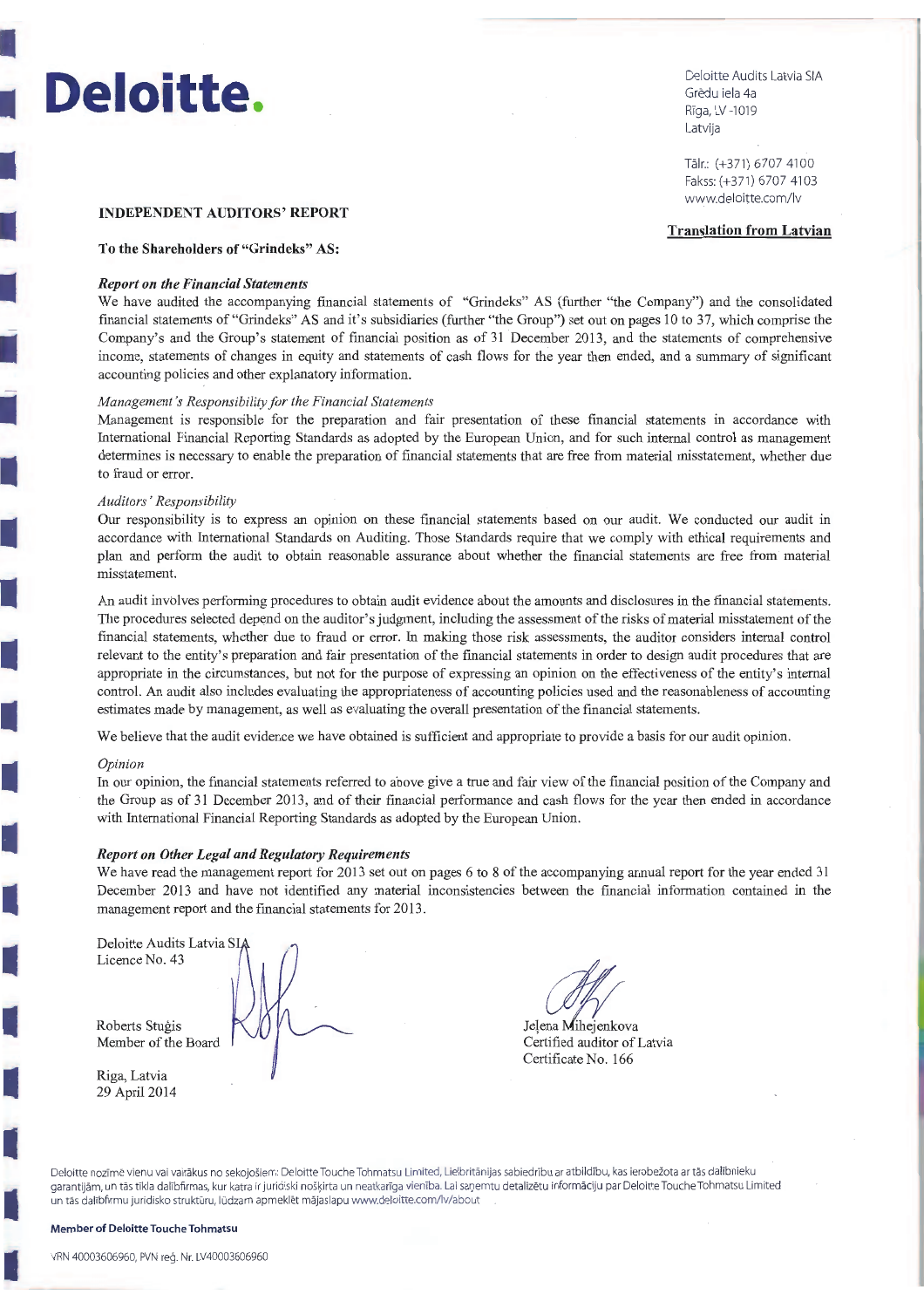Deloitte.

Deloitte Audits Latvia SIA
Grēdu iela 4a
Rīga, LV-1019
Latvija

Tālr.: (+371) 6707 4100
Fakss: (+371) 6707 4103
www.deloitte.com/lv

**Translation from Latvian**

## INDEPENDENT AUDITORS' REPORT

**To the Shareholders of "Grindeks" AS:**

### *Report on the Financial Statements*

We have audited the accompanying financial statements of "Grindeks" AS (further "the Company") and the consolidated financial statements of "Grindeks" AS and it's subsidiaries (further "the Group") set out on pages 10 to 37, which comprise the Company's and the Group's statement of financial position as of 31 December 2013, and the statements of comprehensive income, statements of changes in equity and statements of cash flows for the year then ended, and a summary of significant accounting policies and other explanatory information.

*Management's Responsibility for the Financial Statements*

Management is responsible for the preparation and fair presentation of these financial statements in accordance with International Financial Reporting Standards as adopted by the European Union, and for such internal control as management determines is necessary to enable the preparation of financial statements that are free from material misstatement, whether due to fraud or error.

*Auditors' Responsibility*

Our responsibility is to express an opinion on these financial statements based on our audit. We conducted our audit in accordance with International Standards on Auditing. Those Standards require that we comply with ethical requirements and plan and perform the audit to obtain reasonable assurance about whether the financial statements are free from material misstatement.

An audit involves performing procedures to obtain audit evidence about the amounts and disclosures in the financial statements. The procedures selected depend on the auditor's judgment, including the assessment of the risks of material misstatement of the financial statements, whether due to fraud or error. In making those risk assessments, the auditor considers internal control relevant to the entity's preparation and fair presentation of the financial statements in order to design audit procedures that are appropriate in the circumstances, but not for the purpose of expressing an opinion on the effectiveness of the entity's internal control. An audit also includes evaluating the appropriateness of accounting policies used and the reasonableness of accounting estimates made by management, as well as evaluating the overall presentation of the financial statements.

We believe that the audit evidence we have obtained is sufficient and appropriate to provide a basis for our audit opinion.

*Opinion*

In our opinion, the financial statements referred to above give a true and fair view of the financial position of the Company and the Group as of 31 December 2013, and of their financial performance and cash flows for the year then ended in accordance with International Financial Reporting Standards as adopted by the European Union.

### *Report on Other Legal and Regulatory Requirements*

We have read the management report for 2013 set out on pages 6 to 8 of the accompanying annual report for the year ended 31 December 2013 and have not identified any material inconsistencies between the financial information contained in the management report and the financial statements for 2013.

Deloitte Audits Latvia SIA
Licence No. 43

Roberts Stuģis
Member of the Board

Riga, Latvia
29 April 2014

Jeļena Mihejenkova
Certified auditor of Latvia
Certificate No. 166

Deloitte nozīmē vienu vai vairākus no sekojošiem: Deloitte Touche Tohmatsu Limited, Lielbritānijas sabiedrību ar atbildību, kas ierobežota ar tās dalībnieku garantijām, un tās tīkla dalībfirmas, kur katra ir juridiski nošķirta un neatkarīga vienība. Lai saņemtu detalizētu informāciju par Deloitte Touche Tohmatsu Limited un tās dalībfirmu juridisko struktūru, lūdzam apmeklēt mājaslapu www.deloitte.com/lv/about

**Member of Deloitte Touche Tohmatsu**

VRN 40003606960, PVN reģ. Nr. LV40003606960